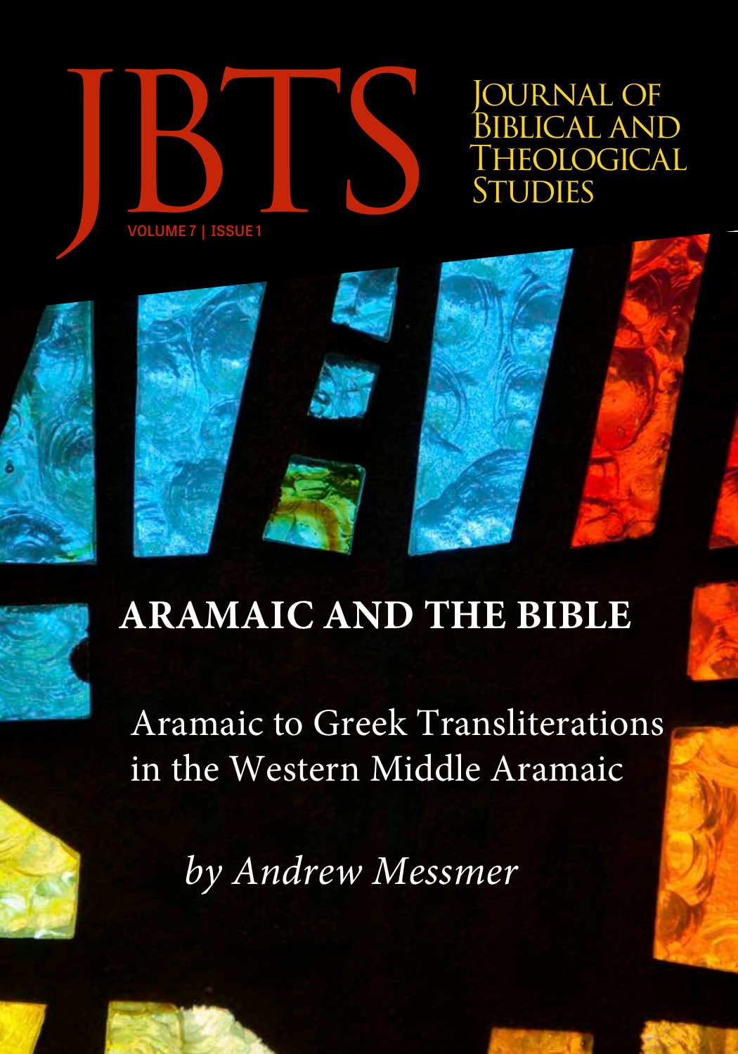# JBTS

# Journal of Biblical and Theological Studies

VOLUME 7 | ISSUE 1

## ARAMAIC AND THE BIBLE

Aramaic to Greek Transliterations in the Western Middle Aramaic

*by Andrew Messmer*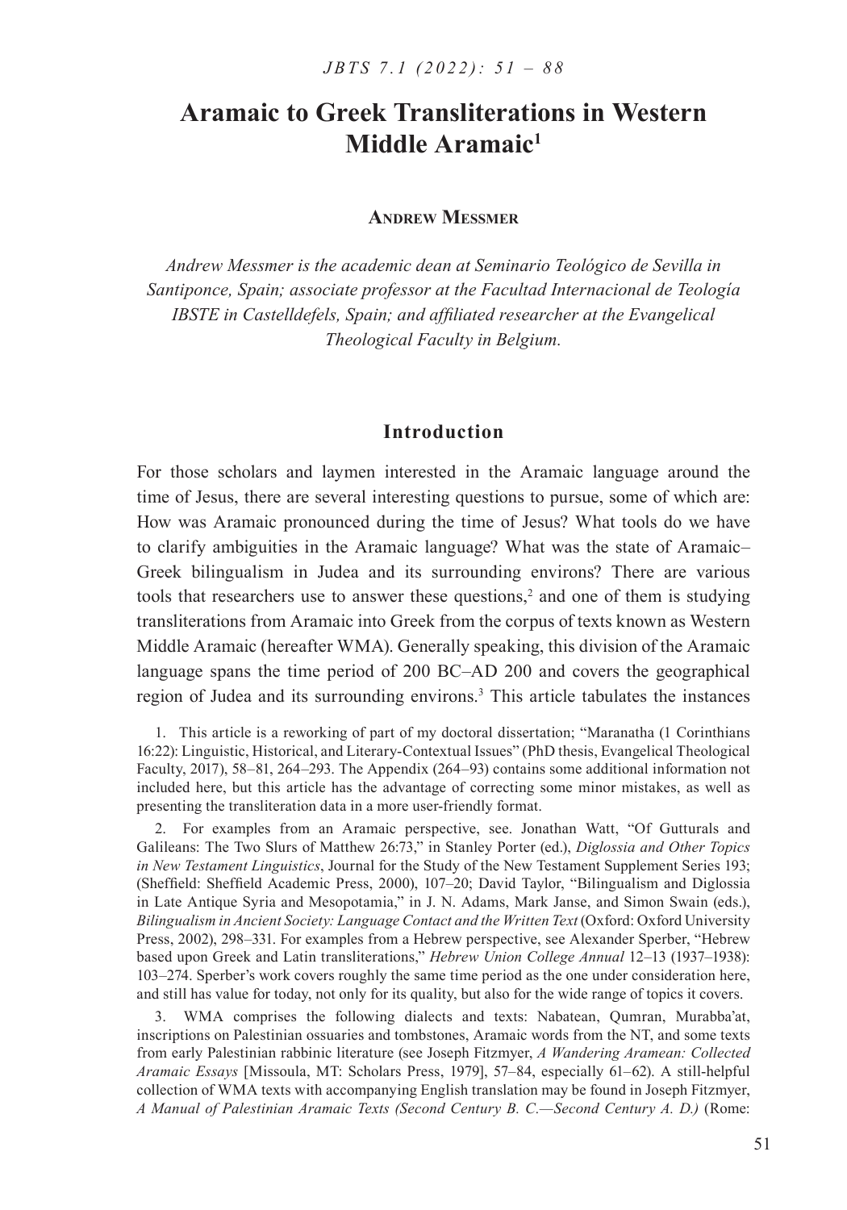# Aramaic to Greek Transliterations in Western Middle Aramaic[1]

**Andrew Messmer**

*Andrew Messmer is the academic dean at Seminario Teológico de Sevilla in Santiponce, Spain; associate professor at the Facultad Internacional de Teología IBSTE in Castelldefels, Spain; and affiliated researcher at the Evangelical Theological Faculty in Belgium.*

## Introduction

For those scholars and laymen interested in the Aramaic language around the time of Jesus, there are several interesting questions to pursue, some of which are: How was Aramaic pronounced during the time of Jesus? What tools do we have to clarify ambiguities in the Aramaic language? What was the state of Aramaic–Greek bilingualism in Judea and its surrounding environs? There are various tools that researchers use to answer these questions,[2] and one of them is studying transliterations from Aramaic into Greek from the corpus of texts known as Western Middle Aramaic (hereafter WMA). Generally speaking, this division of the Aramaic language spans the time period of 200 BC–AD 200 and covers the geographical region of Judea and its surrounding environs.[3] This article tabulates the instances

1. This article is a reworking of part of my doctoral dissertation; "Maranatha (1 Corinthians 16:22): Linguistic, Historical, and Literary-Contextual Issues" (PhD thesis, Evangelical Theological Faculty, 2017), 58–81, 264–293. The Appendix (264–93) contains some additional information not included here, but this article has the advantage of correcting some minor mistakes, as well as presenting the transliteration data in a more user-friendly format.

2. For examples from an Aramaic perspective, see. Jonathan Watt, "Of Gutturals and Galileans: The Two Slurs of Matthew 26:73," in Stanley Porter (ed.), *Diglossia and Other Topics in New Testament Linguistics*, Journal for the Study of the New Testament Supplement Series 193; (Sheffield: Sheffield Academic Press, 2000), 107–20; David Taylor, "Bilingualism and Diglossia in Late Antique Syria and Mesopotamia," in J. N. Adams, Mark Janse, and Simon Swain (eds.), *Bilingualism in Ancient Society: Language Contact and the Written Text* (Oxford: Oxford University Press, 2002), 298–331. For examples from a Hebrew perspective, see Alexander Sperber, "Hebrew based upon Greek and Latin transliterations," *Hebrew Union College Annual* 12–13 (1937–1938): 103–274. Sperber's work covers roughly the same time period as the one under consideration here, and still has value for today, not only for its quality, but also for the wide range of topics it covers.

3. WMA comprises the following dialects and texts: Nabatean, Qumran, Murabba'at, inscriptions on Palestinian ossuaries and tombstones, Aramaic words from the NT, and some texts from early Palestinian rabbinic literature (see Joseph Fitzmyer, *A Wandering Aramean: Collected Aramaic Essays* [Missoula, MT: Scholars Press, 1979], 57–84, especially 61–62). A still-helpful collection of WMA texts with accompanying English translation may be found in Joseph Fitzmyer, *A Manual of Palestinian Aramaic Texts (Second Century B. C.—Second Century A. D.)* (Rome: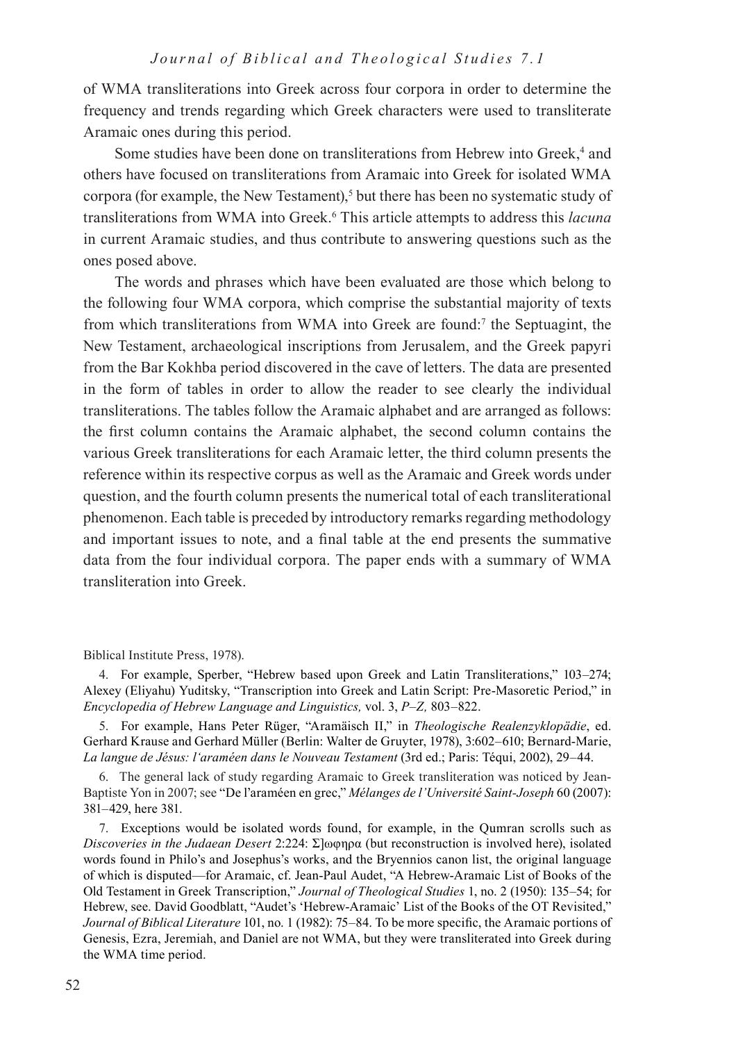of WMA transliterations into Greek across four corpora in order to determine the frequency and trends regarding which Greek characters were used to transliterate Aramaic ones during this period.

Some studies have been done on transliterations from Hebrew into Greek,[4] and others have focused on transliterations from Aramaic into Greek for isolated WMA corpora (for example, the New Testament),[5] but there has been no systematic study of transliterations from WMA into Greek.[6] This article attempts to address this *lacuna* in current Aramaic studies, and thus contribute to answering questions such as the ones posed above.

The words and phrases which have been evaluated are those which belong to the following four WMA corpora, which comprise the substantial majority of texts from which transliterations from WMA into Greek are found:[7] the Septuagint, the New Testament, archaeological inscriptions from Jerusalem, and the Greek papyri from the Bar Kokhba period discovered in the cave of letters. The data are presented in the form of tables in order to allow the reader to see clearly the individual transliterations. The tables follow the Aramaic alphabet and are arranged as follows: the first column contains the Aramaic alphabet, the second column contains the various Greek transliterations for each Aramaic letter, the third column presents the reference within its respective corpus as well as the Aramaic and Greek words under question, and the fourth column presents the numerical total of each transliterational phenomenon. Each table is preceded by introductory remarks regarding methodology and important issues to note, and a final table at the end presents the summative data from the four individual corpora. The paper ends with a summary of WMA transliteration into Greek.

Biblical Institute Press, 1978).

4. For example, Sperber, "Hebrew based upon Greek and Latin Transliterations," 103–274; Alexey (Eliyahu) Yuditsky, "Transcription into Greek and Latin Script: Pre-Masoretic Period," in *Encyclopedia of Hebrew Language and Linguistics,* vol. 3, *P–Z,* 803–822.

5. For example, Hans Peter Rüger, "Aramäisch II," in *Theologische Realenzyklopädie*, ed. Gerhard Krause and Gerhard Müller (Berlin: Walter de Gruyter, 1978), 3:602–610; Bernard-Marie, *La langue de Jésus: l'araméen dans le Nouveau Testament* (3rd ed.; Paris: Téqui, 2002), 29–44.

6. The general lack of study regarding Aramaic to Greek transliteration was noticed by Jean-Baptiste Yon in 2007; see "De l'araméen en grec," *Mélanges de l'Université Saint-Joseph* 60 (2007): 381–429, here 381.

7. Exceptions would be isolated words found, for example, in the Qumran scrolls such as *Discoveries in the Judaean Desert* 2:224: Σ]ωφηρα (but reconstruction is involved here), isolated words found in Philo's and Josephus's works, and the Bryennios canon list, the original language of which is disputed—for Aramaic, cf. Jean-Paul Audet, "A Hebrew-Aramaic List of Books of the Old Testament in Greek Transcription," *Journal of Theological Studies* 1, no. 2 (1950): 135–54; for Hebrew, see. David Goodblatt, "Audet's 'Hebrew-Aramaic' List of the Books of the OT Revisited," *Journal of Biblical Literature* 101, no. 1 (1982): 75–84. To be more specific, the Aramaic portions of Genesis, Ezra, Jeremiah, and Daniel are not WMA, but they were transliterated into Greek during the WMA time period.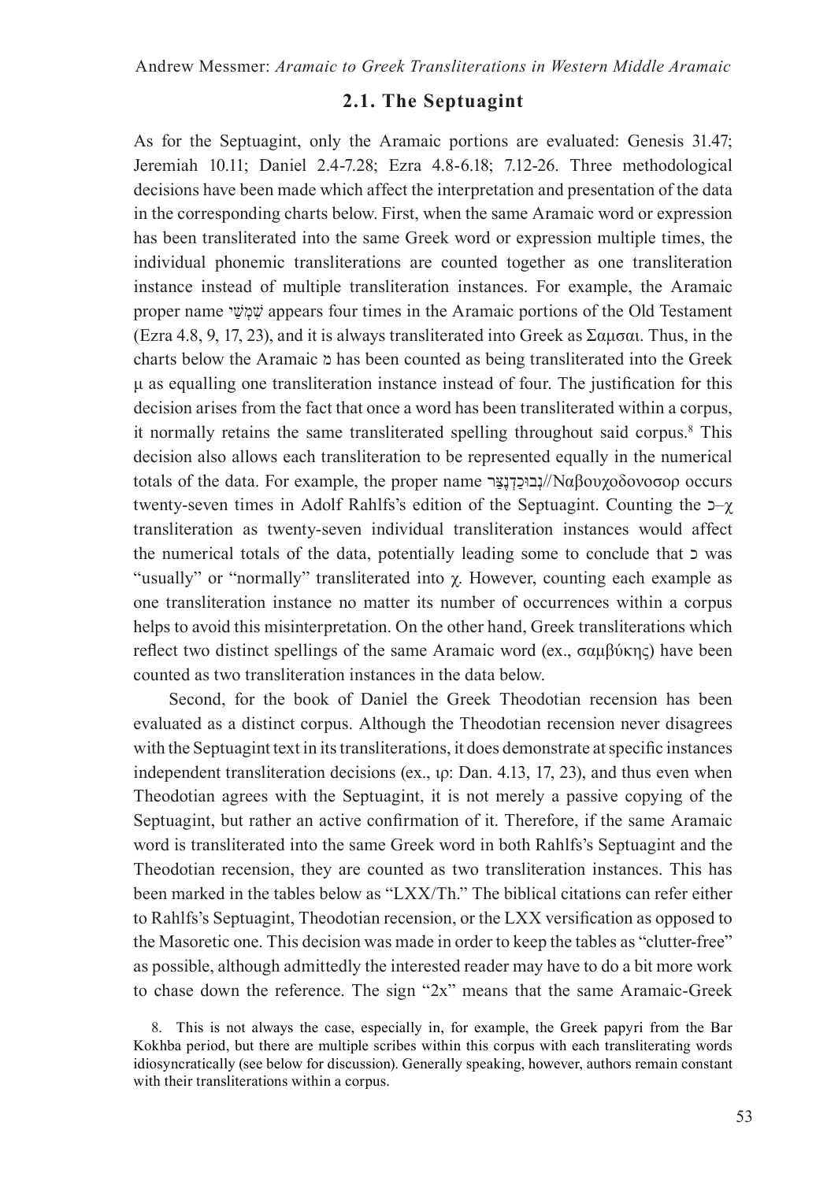## 2.1. The Septuagint

As for the Septuagint, only the Aramaic portions are evaluated: Genesis 31.47; Jeremiah 10.11; Daniel 2.4-7.28; Ezra 4.8-6.18; 7.12-26. Three methodological decisions have been made which affect the interpretation and presentation of the data in the corresponding charts below. First, when the same Aramaic word or expression has been transliterated into the same Greek word or expression multiple times, the individual phonemic transliterations are counted together as one transliteration instance instead of multiple transliteration instances. For example, the Aramaic proper name שִׁמְשַׁי appears four times in the Aramaic portions of the Old Testament (Ezra 4.8, 9, 17, 23), and it is always transliterated into Greek as Σαμσαι. Thus, in the charts below the Aramaic מ has been counted as being transliterated into the Greek μ as equalling one transliteration instance instead of four. The justification for this decision arises from the fact that once a word has been transliterated within a corpus, it normally retains the same transliterated spelling throughout said corpus.[8] This decision also allows each transliteration to be represented equally in the numerical totals of the data. For example, the proper name נְבוּכַדְנֶצַּר//Ναβουχοδονοσορ occurs twenty-seven times in Adolf Rahlfs's edition of the Septuagint. Counting the כ–χ transliteration as twenty-seven individual transliteration instances would affect the numerical totals of the data, potentially leading some to conclude that כ was "usually" or "normally" transliterated into χ. However, counting each example as one transliteration instance no matter its number of occurrences within a corpus helps to avoid this misinterpretation. On the other hand, Greek transliterations which reflect two distinct spellings of the same Aramaic word (ex., σαμβύκης) have been counted as two transliteration instances in the data below.

Second, for the book of Daniel the Greek Theodotian recension has been evaluated as a distinct corpus. Although the Theodotian recension never disagrees with the Septuagint text in its transliterations, it does demonstrate at specific instances independent transliteration decisions (ex., ιρ: Dan. 4.13, 17, 23), and thus even when Theodotian agrees with the Septuagint, it is not merely a passive copying of the Septuagint, but rather an active confirmation of it. Therefore, if the same Aramaic word is transliterated into the same Greek word in both Rahlfs's Septuagint and the Theodotian recension, they are counted as two transliteration instances. This has been marked in the tables below as "LXX/Th." The biblical citations can refer either to Rahlfs's Septuagint, Theodotian recension, or the LXX versification as opposed to the Masoretic one. This decision was made in order to keep the tables as "clutter-free" as possible, although admittedly the interested reader may have to do a bit more work to chase down the reference. The sign "2x" means that the same Aramaic-Greek

8. This is not always the case, especially in, for example, the Greek papyri from the Bar Kokhba period, but there are multiple scribes within this corpus with each transliterating words idiosyncratically (see below for discussion). Generally speaking, however, authors remain constant with their transliterations within a corpus.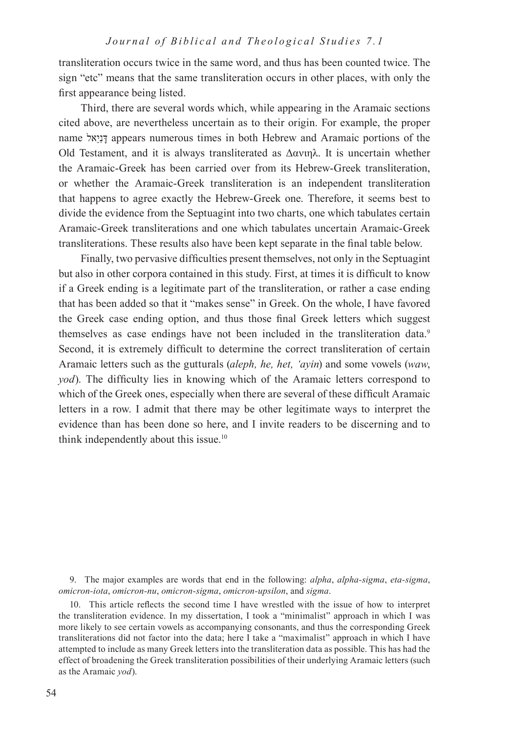transliteration occurs twice in the same word, and thus has been counted twice. The sign "etc" means that the same transliteration occurs in other places, with only the first appearance being listed.

Third, there are several words which, while appearing in the Aramaic sections cited above, are nevertheless uncertain as to their origin. For example, the proper name דָּנִיֵּאל appears numerous times in both Hebrew and Aramaic portions of the Old Testament, and it is always transliterated as Δανιηλ. It is uncertain whether the Aramaic-Greek has been carried over from its Hebrew-Greek transliteration, or whether the Aramaic-Greek transliteration is an independent transliteration that happens to agree exactly the Hebrew-Greek one. Therefore, it seems best to divide the evidence from the Septuagint into two charts, one which tabulates certain Aramaic-Greek transliterations and one which tabulates uncertain Aramaic-Greek transliterations. These results also have been kept separate in the final table below.

Finally, two pervasive difficulties present themselves, not only in the Septuagint but also in other corpora contained in this study. First, at times it is difficult to know if a Greek ending is a legitimate part of the transliteration, or rather a case ending that has been added so that it "makes sense" in Greek. On the whole, I have favored the Greek case ending option, and thus those final Greek letters which suggest themselves as case endings have not been included in the transliteration data.[9] Second, it is extremely difficult to determine the correct transliteration of certain Aramaic letters such as the gutturals (*aleph, he, het, ʿayin*) and some vowels (*waw*, *yod*). The difficulty lies in knowing which of the Aramaic letters correspond to which of the Greek ones, especially when there are several of these difficult Aramaic letters in a row. I admit that there may be other legitimate ways to interpret the evidence than has been done so here, and I invite readers to be discerning and to think independently about this issue.[10]

9. The major examples are words that end in the following: *alpha*, *alpha-sigma*, *eta-sigma*, *omicron-iota*, *omicron-nu*, *omicron-sigma*, *omicron-upsilon*, and *sigma*.

10. This article reflects the second time I have wrestled with the issue of how to interpret the transliteration evidence. In my dissertation, I took a "minimalist" approach in which I was more likely to see certain vowels as accompanying consonants, and thus the corresponding Greek transliterations did not factor into the data; here I take a "maximalist" approach in which I have attempted to include as many Greek letters into the transliteration data as possible. This has had the effect of broadening the Greek transliteration possibilities of their underlying Aramaic letters (such as the Aramaic *yod*).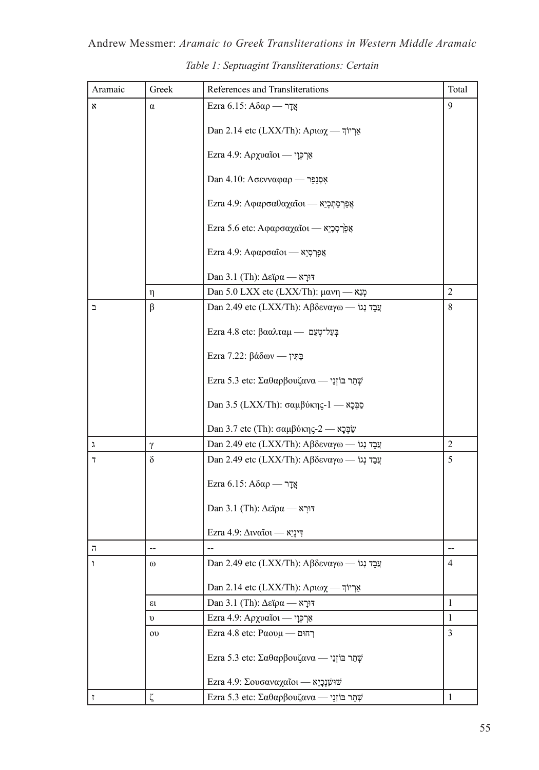*Table 1: Septuagint Transliterations: Certain*

| Aramaic | Greek | References and Transliterations | Total |
|---|---|---|---|
| א | α | Ezra 6.15: Αδαρ — אֲדָר | 9 |
| | | Dan 2.14 etc (LXX/Th): Αριωχ — אַרְיוֹךְ | |
| | | Ezra 4.9: Αρχυαῖοι — אַרְכְּוָי | |
| | | Dan 4.10: Ασενναφαρ — אָסְנַפַּר | |
| | | Ezra 4.9: Αφαρσαθαχαῖοι — אֲפַרְסַתְכָיֵא | |
| | | Ezra 5.6 etc: Αφαρσαχαῖοι — אֲפַרְסְכָיֵא | |
| | | Ezra 4.9: Αφαρσαῖοι — אֲפָרְסָיֵא | |
| | | Dan 3.1 (Th): Δεϊρα — דּוּרָא | |
| | η | Dan 5.0 LXX etc (LXX/Th): μανη — מְנֵא | 2 |
| ב | β | Dan 2.49 etc (LXX/Th): Αβδεναγω — עֲבֵד נְגוֹ | 8 |
| | | Ezra 4.8 etc: βααλταμ — בְּעֵל־טְעֵם | |
| | | Ezra 7.22: βάδων — בַּתִּין | |
| | | Ezra 5.3 etc: Σαθαρβουζανα — שְׁתַר בּוֹזְנַי | |
| | | Dan 3.5 (LXX/Th): σαμβύκης-1 — סַבְּכָא | |
| | | Dan 3.7 etc (Th): σαμβύκης-2 — שַׂבְּכָא | |
| ג | γ | Dan 2.49 etc (LXX/Th): Αβδεναγω — עֲבֵד נְגוֹ | 2 |
| ד | δ | Dan 2.49 etc (LXX/Th): Αβδεναγω — עֲבֵד נְגוֹ | 5 |
| | | Ezra 6.15: Αδαρ — אֲדָר | |
| | | Dan 3.1 (Th): Δεϊρα — דּוּרָא | |
| | | Ezra 4.9: Διναῖοι — דִּינָיֵא | |
| ה | -- | -- | -- |
| ו | ω | Dan 2.49 etc (LXX/Th): Αβδεναγω — עֲבֵד נְגוֹ | 4 |
| | | Dan 2.14 etc (LXX/Th): Αριωχ — אַרְיוֹךְ | |
| | ει | Dan 3.1 (Th): Δεϊρα — דּוּרָא | 1 |
| | υ | Ezra 4.9: Αρχυαῖοι — אַרְכְּוָי | 1 |
| | ου | Ezra 4.8 etc: Ραουμ — רְחוּם | 3 |
| | | Ezra 5.3 etc: Σαθαρβουζανα — שְׁתַר בּוֹזְנַי | |
| | | Ezra 4.9: Σουσαναχαῖοι — שׁוּשַׁנְכָיֵא | |
| ז | ζ | Ezra 5.3 etc: Σαθαρβουζανα — שְׁתַר בּוֹזְנַי | 1 |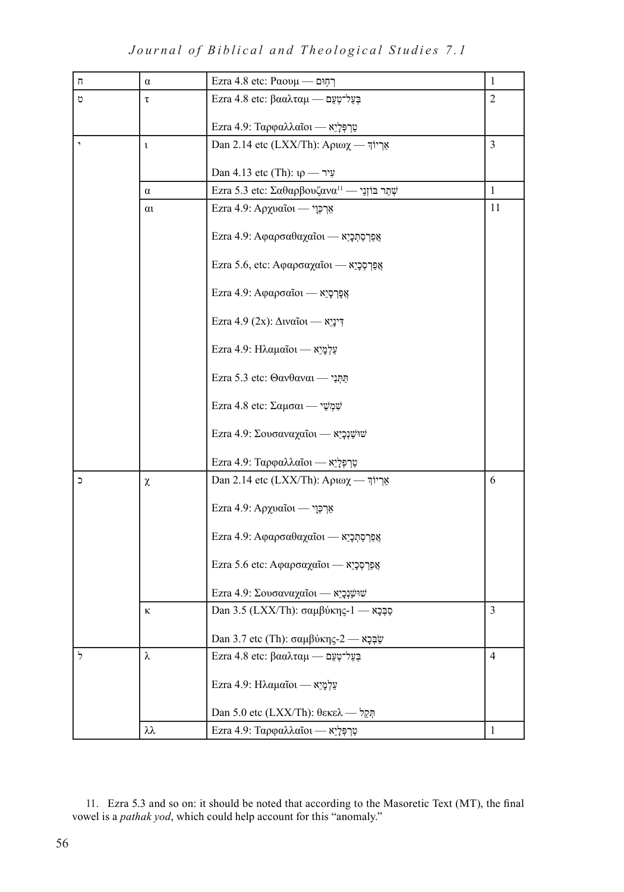| ח | α | Ezra 4.8 etc: Ραουμ — רְחוּם | 1 |
|---|---|---|---|
| ט | τ | Ezra 4.8 etc: βααλταμ — בְּעֵל־טְעֵם<br><br>Ezra 4.9: Ταρφαλλαῖοι — טַרְפְּלָיֵא | 2 |
| י | ι | Dan 2.14 etc (LXX/Th): Αριωχ — אַרְיוֹךְ<br><br>Dan 4.13 etc (Th): ιρ — עִיר | 3 |
| | α | Ezra 5.3 etc: Σαθαρβουζανα[11] — שְׁתַר בּוֹזְנַי | 1 |
| | αι | Ezra 4.9: Αρχυαῖοι — אַרְכְּוָי<br><br>Ezra 4.9: Αφαρσαθαχαῖοι — אֲפַרְסַתְכָיֵא<br><br>Ezra 5.6, etc: Αφαρσαχαῖοι — אֲפַרְסְכָיֵא<br><br>Ezra 4.9: Αφαρσαῖοι — אֲפָרְסָיֵא<br><br>Ezra 4.9 (2x): Διναῖοι — דִּינָיֵא<br><br>Ezra 4.9: Ηλαμαῖοι — עֵלְמָיֵא<br><br>Ezra 5.3 etc: Θανθαναι — תַּתְּנַי<br><br>Ezra 4.8 etc: Σαμσαι — שִׁמְשַׁי<br><br>Ezra 4.9: Σουσαναχαῖοι — שׁוּשַׁנְכָיֵא<br><br>Ezra 4.9: Ταρφαλλαῖοι — טַרְפְּלָיֵא | 11 |
| כ | χ | Dan 2.14 etc (LXX/Th): Αριωχ — אַרְיוֹךְ<br><br>Ezra 4.9: Αρχυαῖοι — אַרְכְּוָי<br><br>Ezra 4.9: Αφαρσαθαχαῖοι — אֲפַרְסַתְכָיֵא<br><br>Ezra 5.6 etc: Αφαρσαχαῖοι — אֲפַרְסְכָיֵא<br><br>Ezra 4.9: Σουσαναχαῖοι — שׁוּשַׁנְכָיֵא | 6 |
| | κ | Dan 3.5 (LXX/Th): σαμβύκης-1 — סַבְּכָא<br><br>Dan 3.7 etc (Th): σαμβύκης-2 — שַׂבְּכָא | 3 |
| ל | λ | Ezra 4.8 etc: βααλταμ — בְּעֵל־טְעֵם<br><br>Ezra 4.9: Ηλαμαῖοι — עֵלְמָיֵא<br><br>Dan 5.0 etc (LXX/Th): θεκελ — תְּקֵל | 4 |
| | λλ | Ezra 4.9: Ταρφαλλαῖοι — טַרְפְּלָיֵא | 1 |

11. Ezra 5.3 and so on: it should be noted that according to the Masoretic Text (MT), the final vowel is a *pathak yod*, which could help account for this "anomaly."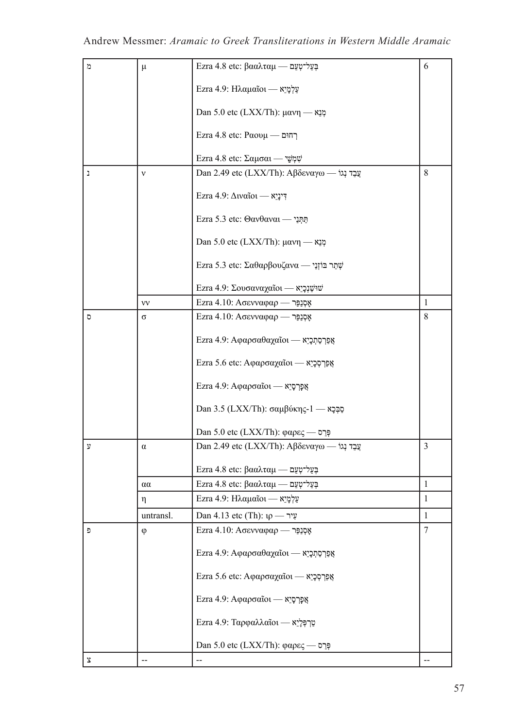| מ | μ | Ezra 4.8 etc: βααλταμ — בְּעֵל־טְעֵם | 6 |
|---|---|---|---|
| | | Ezra 4.9: Ηλαμαῖοι — עֵלְמָיֵא | |
| | | Dan 5.0 etc (LXX/Th): μανη — מְנֵא | |
| | | Ezra 4.8 etc: Ραουμ — רְחוּם | |
| | | Ezra 4.8 etc: Σαμσαι — שִׁמְשַׁי | |
| נ | ν | Dan 2.49 etc (LXX/Th): Αβδεναγω — עֲבֵד נְגוֹ | 8 |
| | | Ezra 4.9: Διναῖοι — דִּינָיֵא | |
| | | Ezra 5.3 etc: Θανθαναι — תַּתְּנַי | |
| | | Dan 5.0 etc (LXX/Th): μανη — מְנֵא | |
| | | Ezra 5.3 etc: Σαθαρβουζανα — שְׁתַר בּוֹזְנַי | |
| | | Ezra 4.9: Σουσαναχαῖοι — שׁוּשַׁנְכָיֵא | |
| | νν | Ezra 4.10: Ασενναφαρ — אָסְנַפַּר | 1 |
| ס | σ | Ezra 4.10: Ασενναφαρ — אָסְנַפַּר | 8 |
| | | Ezra 4.9: Αφαρσαθαχαῖοι — אֲפַרְסַתְכָיֵא | |
| | | Ezra 5.6 etc: Αφαρσαχαῖοι — אֲפַרְסְכָיֵא | |
| | | Ezra 4.9: Αφαρσαῖοι — אֲפָרְסָיֵא | |
| | | Dan 3.5 (LXX/Th): σαμβύκης-1 — סַבְּכָא | |
| | | Dan 5.0 etc (LXX/Th): φαρες — פְּרֵס | |
| ע | α | Dan 2.49 etc (LXX/Th): Αβδεναγω — עֲבֵד נְגוֹ | 3 |
| | | Ezra 4.8 etc: βααλταμ — בְּעֵל־טְעֵם | |
| | αα | Ezra 4.8 etc: βααλταμ — בְּעֵל־טְעֵם | 1 |
| | η | Ezra 4.9: Ηλαμαῖοι — עֵלְמָיֵא | 1 |
| | untransl. | Dan 4.13 etc (Th): ιρ — עִיר | 1 |
| פ | φ | Ezra 4.10: Ασενναφαρ — אָסְנַפַּר | 7 |
| | | Ezra 4.9: Αφαρσαθαχαῖοι — אֲפַרְסַתְכָיֵא | |
| | | Ezra 5.6 etc: Αφαρσαχαῖοι — אֲפַרְסְכָיֵא | |
| | | Ezra 4.9: Αφαρσαῖοι — אֲפָרְסָיֵא | |
| | | Ezra 4.9: Ταρφαλλαῖοι — טַרְפְּלָיֵא | |
| | | Dan 5.0 etc (LXX/Th): φαρες — פְּרֵס | |
| צ | -- | -- | -- |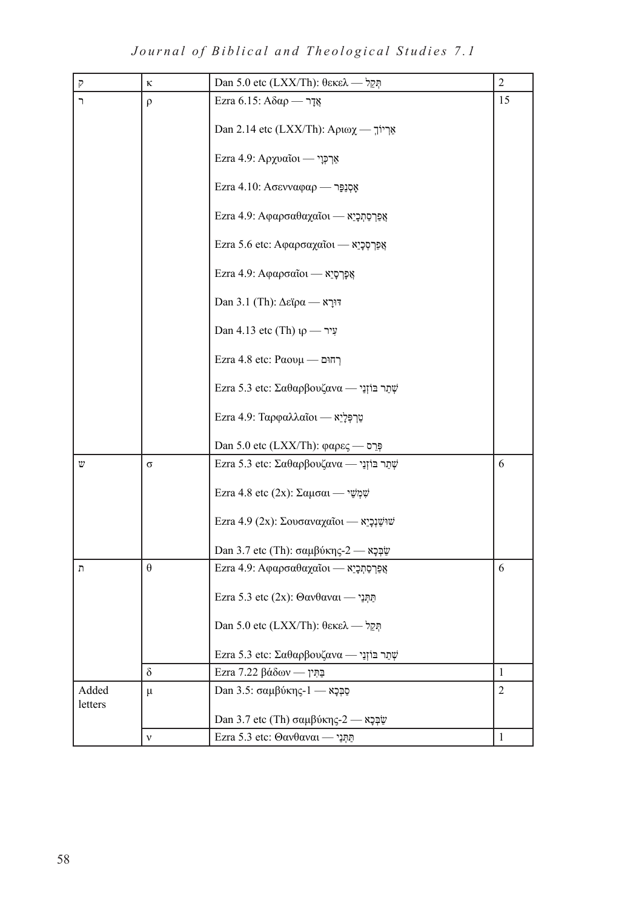| | | | |
|---|---|---|---|
| ק | κ | Dan 5.0 etc (LXX/Th): θεκελ — תְּקֵל | 2 |
| ר | ρ | Ezra 6.15: Αδαρ — אֲדָר<br><br>Dan 2.14 etc (LXX/Th): Αριωχ — אַרְיוֹךְ<br><br>Ezra 4.9: Αρχυαῖοι — אַרְכְּוָי<br><br>Ezra 4.10: Ασενναφαρ — אָסְנַפַּר<br><br>Ezra 4.9: Αφαρσαθαχαῖοι — אֲפַרְסַתְכָיֵא<br><br>Ezra 5.6 etc: Αφαρσαχαῖοι — אֲפַרְסְכָיֵא<br><br>Ezra 4.9: Αφαρσαῖοι — אֲפָרְסָיֵא<br><br>Dan 3.1 (Th): Δεϊρα — דּוּרָא<br><br>Dan 4.13 etc (Th) ιρ — עִיר<br><br>Ezra 4.8 etc: Ραουμ — רְחוּם<br><br>Ezra 5.3 etc: Σαθαρβουζανα — שְׁתַר בּוֹזְנַי<br><br>Ezra 4.9: Ταρφαλλαῖοι — טַרְפְּלָיֵא<br><br>Dan 5.0 etc (LXX/Th): φαρες — פְּרֵס | 15 |
| ש | σ | Ezra 5.3 etc: Σαθαρβουζανα — שְׁתַר בּוֹזְנַי<br><br>Ezra 4.8 etc (2x): Σαμσαι — שִׁמְשַׁי<br><br>Ezra 4.9 (2x): Σουσαναχαῖοι — שׁוּשַׁנְכָיֵא<br><br>Dan 3.7 etc (Th): σαμβύκης-2 — שַׂבְּכָא | 6 |
| ת | θ | Ezra 4.9: Αφαρσαθαχαῖοι — אֲפַרְסַתְכָיֵא<br><br>Ezra 5.3 etc (2x): Θανθαναι — תַּתְּנַי<br><br>Dan 5.0 etc (LXX/Th): θεκελ — תְּקֵל<br><br>Ezra 5.3 etc: Σαθαρβουζανα — שְׁתַר בּוֹזְנַי | 6 |
| | δ | Ezra 7.22 βάδων — בַּתִּין | 1 |
| Added letters | μ | Dan 3.5: σαμβύκης-1 — סַבְּכָא<br><br>Dan 3.7 etc (Th) σαμβύκης-2 — שַׂבְּכָא | 2 |
| | ν | Ezra 5.3 etc: Θανθαναι — תַּתְּנַי | 1 |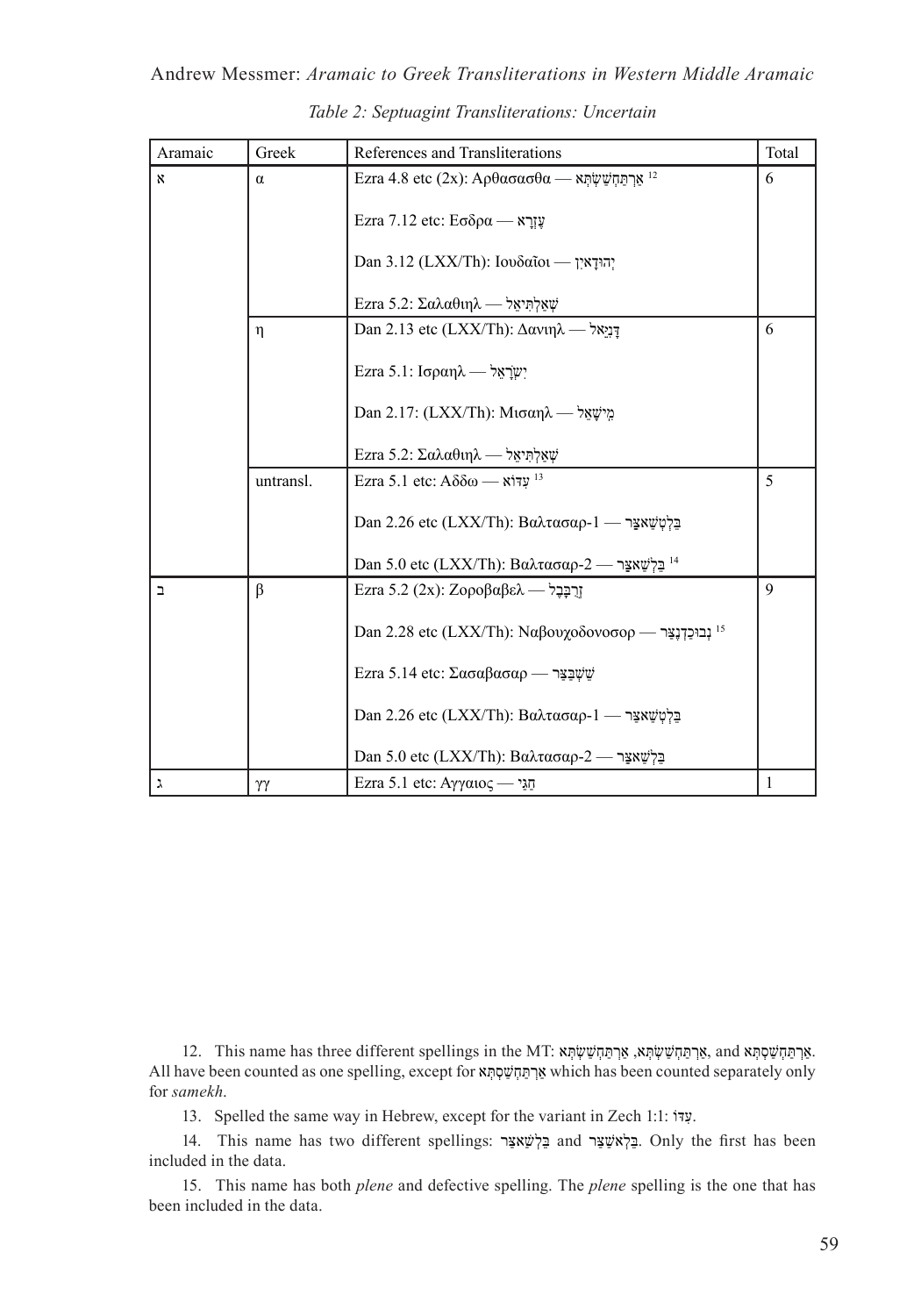*Table 2: Septuagint Transliterations: Uncertain*

| Aramaic | Greek | References and Transliterations | Total |
|---|---|---|---|
| א | α | Ezra 4.8 etc (2x): Αρθασασθα — אַרְתַּחְשַׁשְׂתְּא [12] | 6 |
| | | Ezra 7.12 etc: Εσδρα — עֶזְרָא | |
| | | Dan 3.12 (LXX/Th): Ιουδαῖοι — יְהוּדָאיִן | |
| | | Ezra 5.2: Σαλαθιηλ — שְׁאַלְתִּיאֵל | |
| | η | Dan 2.13 etc (LXX/Th): Δανιηλ — דָּנִיֵּאל | 6 |
| | | Ezra 5.1: Ισραηλ — יִשְׂרָאֵל | |
| | | Dan 2.17: (LXX/Th): Μισαηλ — מִישָׁאֵל | |
| | | Ezra 5.2: Σαλαθιηλ — שְׁאַלְתִּיאֵל | |
| | untransl. | Ezra 5.1 etc: Αδδω — עִדּוֹא [13] | 5 |
| | | Dan 2.26 etc (LXX/Th): Βαλτασαρ-1 — בֵּלְטְשַׁאצַּר | |
| | | Dan 5.0 etc (LXX/Th): Βαλτασαρ-2 — בֵּלְשַׁאצַּר [14] | |
| ב | β | Ezra 5.2 (2x): Ζοροβαβελ — זְרֻבָּבֶל | 9 |
| | | Dan 2.28 etc (LXX/Th): Ναβουχοδονοσορ — נְבוּכַדְנֶצַּר [15] | |
| | | Ezra 5.14 etc: Σασαβασαρ — שֵׁשְׁבַּצַּר | |
| | | Dan 2.26 etc (LXX/Th): Βαλτασαρ-1 — בֵּלְטְשַׁאצַּר | |
| | | Dan 5.0 etc (LXX/Th): Βαλτασαρ-2 — בֵּלְשַׁאצַּר | |
| ג | γγ | Ezra 5.1 etc: Αγγαιος — חַגַּי | 1 |

12. This name has three different spellings in the MT: אַרְתַּחְשַׁשְׂתְּא, אַרְתַּחְשַׁשְׂתְּא, and אַרְתַּחְשַׁסְתְּא. All have been counted as one spelling, except for אַרְתַּחְשַׁסְתְּא which has been counted separately only for *samekh*.

13. Spelled the same way in Hebrew, except for the variant in Zech 1:1: עִדּוֹ.

14. This name has two different spellings: בֵּלְשַׁאצַּר and בֵּלְאשַׁצַּר. Only the first has been included in the data.

15. This name has both *plene* and defective spelling. The *plene* spelling is the one that has been included in the data.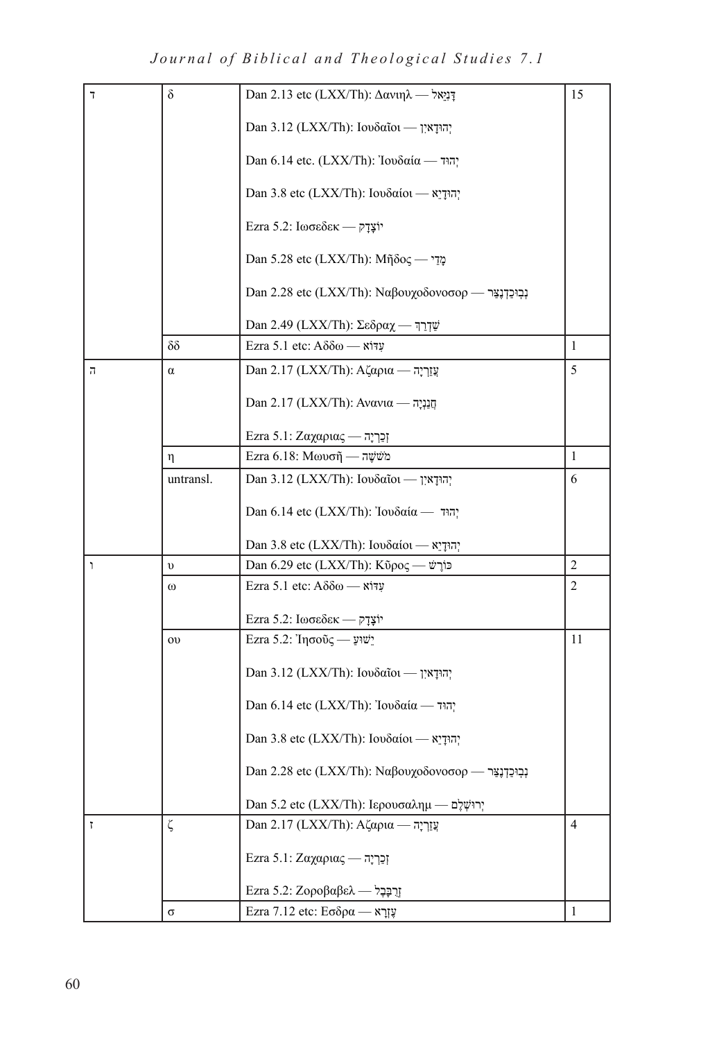| | | | |
|---|---|---|---|
| ד | δ | Dan 2.13 etc (LXX/Th): Δανιηλ — דָּנִיֵּאל | 15 |
| | | Dan 3.12 (LXX/Th): Ιουδαῖοι — יְהוּדָאיִן | |
| | | Dan 6.14 etc. (LXX/Th): Ἰουδαία — יְהוּד | |
| | | Dan 3.8 etc (LXX/Th): Ιουδαίοι — יְהוּדָיֵא | |
| | | Ezra 5.2: Ιωσεδεκ — יוֹצָדָק | |
| | | Dan 5.28 etc (LXX/Th): Μῆδος — מָדַי | |
| | | Dan 2.28 etc (LXX/Th): Ναβουχοδονοσορ — נְבוּכַדְנֶצַּר | |
| | | Dan 2.49 (LXX/Th): Σεδραχ — שַׁדְרַךְ | |
| | δδ | Ezra 5.1 etc: Αδδω — עִדּוֹא | 1 |
| ה | α | Dan 2.17 (LXX/Th): Αζαρια — עֲזַרְיָה | 5 |
| | | Dan 2.17 (LXX/Th): Ανανια — חֲנַנְיָה | |
| | | Ezra 5.1: Ζαχαριας — זְכַרְיָה | |
| | η | Ezra 6.18: Μωυσῆ — מֹשֶׁה | 1 |
| | untransl. | Dan 3.12 (LXX/Th): Ιουδαῖοι — יְהוּדָאיִן | 6 |
| | | Dan 6.14 etc (LXX/Th): Ἰουδαία — יְהוּד | |
| | | Dan 3.8 etc (LXX/Th): Ιουδαίοι — יְהוּדָיֵא | |
| ו | υ | Dan 6.29 etc (LXX/Th): Κῦρος — כּוֹרֶשׁ | 2 |
| | ω | Ezra 5.1 etc: Αδδω — עִדּוֹא | 2 |
| | | Ezra 5.2: Ιωσεδεκ — יוֹצָדָק | |
| | ου | Ezra 5.2: Ἰησοῦς — יֵשׁוּעַ | 11 |
| | | Dan 3.12 (LXX/Th): Ιουδαῖοι — יְהוּדָאיִן | |
| | | Dan 6.14 etc (LXX/Th): Ἰουδαία — יְהוּד | |
| | | Dan 3.8 etc (LXX/Th): Ιουδαίοι — יְהוּדָיֵא | |
| | | Dan 2.28 etc (LXX/Th): Ναβουχοδονοσορ — נְבוּכַדְנֶצַּר | |
| | | Dan 5.2 etc (LXX/Th): Ιερουσαλημ — יְרוּשְׁלֶם | |
| ז | ζ | Dan 2.17 (LXX/Th): Αζαρια — עֲזַרְיָה | 4 |
| | | Ezra 5.1: Ζαχαριας — זְכַרְיָה | |
| | | Ezra 5.2: Ζοροβαβελ — זְרֻבָּבֶל | |
| | σ | Ezra 7.12 etc: Εσδρα — עֶזְרָא | 1 |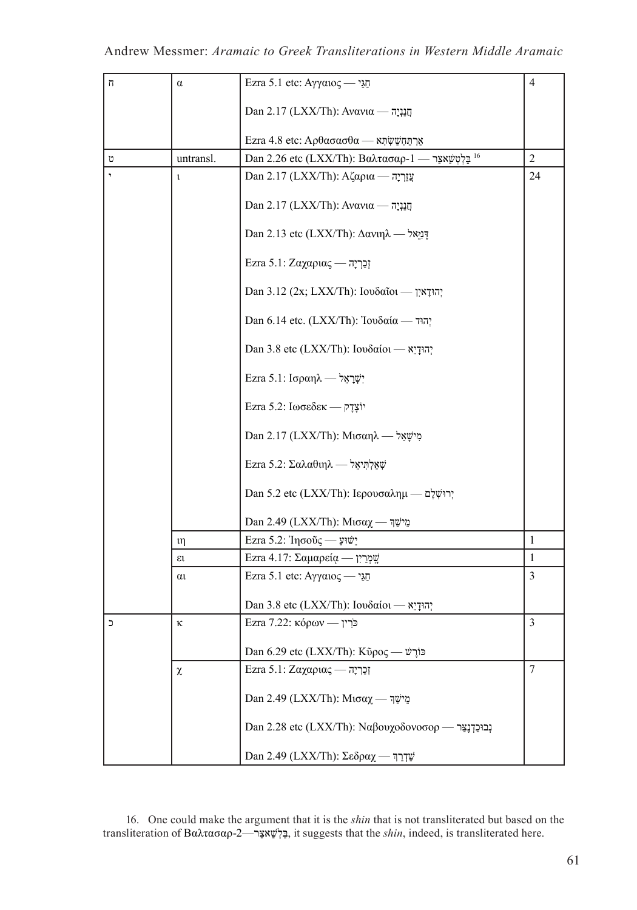| ח | α | Ezra 5.1 etc: Αγγαιος — חַגַּי<br><br>Dan 2.17 (LXX/Th): Ανανια — חֲנַנְיָה<br><br>Ezra 4.8 etc: Αρθασασθα — אַרְתַּחְשַׁשְׂתְּא | 4 |
|---|---|---|---|
| ט | untransl. | Dan 2.26 etc (LXX/Th): Βαλτασαρ-1 — בֵּלְטְשַׁאצַּר [16] | 2 |
| י | ι | Dan 2.17 (LXX/Th): Αζαρια — עֲזַרְיָה<br><br>Dan 2.17 (LXX/Th): Ανανια — חֲנַנְיָה<br><br>Dan 2.13 etc (LXX/Th): Δανιηλ — דָּנִיֵּאל<br><br>Ezra 5.1: Ζαχαριας — זְכַרְיָה<br><br>Dan 3.12 (2x; LXX/Th): Ιουδαῖοι — יְהוּדָאיִן<br><br>Dan 6.14 etc. (LXX/Th): Ἰουδαία — יְהוּד<br><br>Dan 3.8 etc (LXX/Th): Ιουδαίοι — יְהוּדָיֵא<br><br>Ezra 5.1: Ισραηλ — יִשְׂרָאֵל<br><br>Ezra 5.2: Ιωσεδεκ — יוֹצָדָק<br><br>Dan 2.17 (LXX/Th): Μισαηλ — מִישָׁאֵל<br><br>Ezra 5.2: Σαλαθιηλ — שְׁאַלְתִּיאֵל<br><br>Dan 5.2 etc (LXX/Th): Ιερουσαλημ — יְרוּשְׁלֶם<br><br>Dan 2.49 (LXX/Th): Μισαχ — מֵישַׁךְ | 24 |
| | ιη | Ezra 5.2: Ἰησοῦς — יֵשׁוּעַ | 1 |
| | ει | Ezra 4.17: Σαμαρείᾳ — שָׁמְרָיִן | 1 |
| | αι | Ezra 5.1 etc: Αγγαιος — חַגַּי<br><br>Dan 3.8 etc (LXX/Th): Ιουδαίοι — יְהוּדָיֵא | 3 |
| כ | κ | Ezra 7.22: κόρων — כֹּרִין<br><br>Dan 6.29 etc (LXX/Th): Κῦρος — כּוֹרֶשׁ | 3 |
| | χ | Ezra 5.1: Ζαχαριας — זְכַרְיָה<br><br>Dan 2.49 (LXX/Th): Μισαχ — מֵישַׁךְ<br><br>Dan 2.28 etc (LXX/Th): Ναβουχοδονοσορ — נְבוּכַדְנֶצַּר<br><br>Dan 2.49 (LXX/Th): Σεδραχ — שַׁדְרַךְ | 7 |

16. One could make the argument that it is the *shin* that is not transliterated but based on the transliteration of Βαλτασαρ-2—בֵּלְשַׁאצַּר, it suggests that the *shin*, indeed, is transliterated here.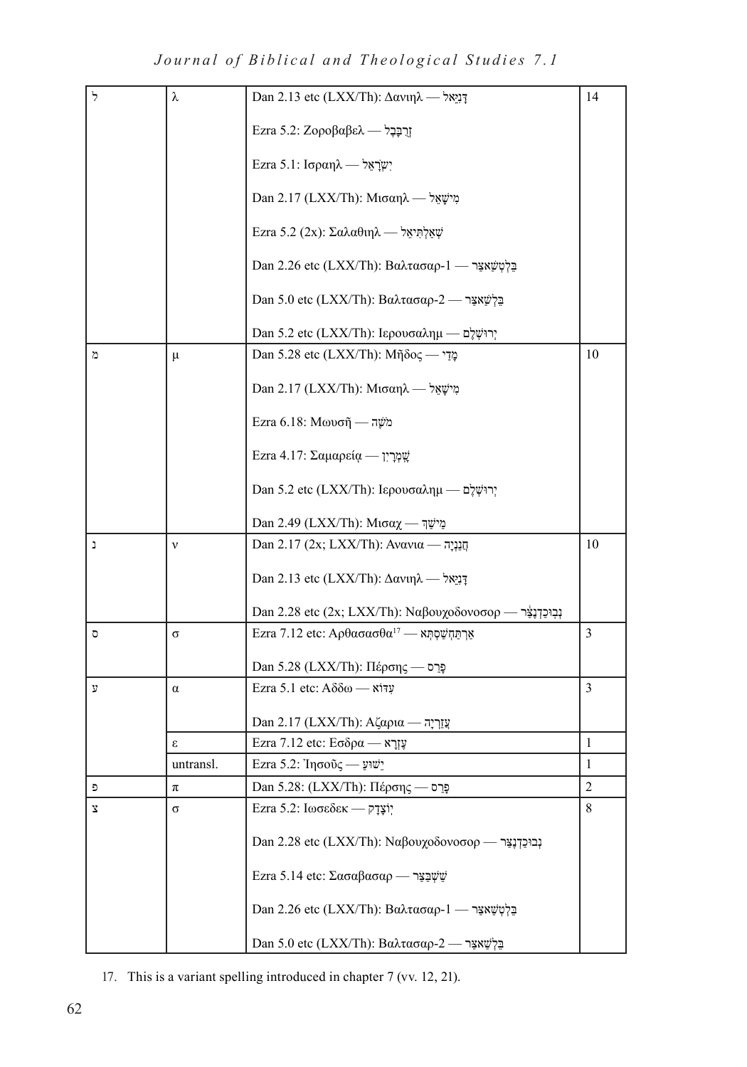| | | | |
|---|---|---|---|
| ל | λ | Dan 2.13 etc (LXX/Th): Δανιηλ — דָּנִיֵּאל<br><br>Ezra 5.2: Ζοροβαβελ — זְרֻבָּבֶל<br><br>Ezra 5.1: Ισραηλ — יִשְׂרָאֵל<br><br>Dan 2.17 (LXX/Th): Μισαηλ — מִישָׁאֵל<br><br>Ezra 5.2 (2x): Σαλαθιηλ — שְׁאַלְתִּיאֵל<br><br>Dan 2.26 etc (LXX/Th): Βαλτασαρ-1 — בֵּלְטְשַׁאצַּר<br><br>Dan 5.0 etc (LXX/Th): Βαλτασαρ-2 — בֵּלְשַׁאצַּר<br><br>Dan 5.2 etc (LXX/Th): Ιερουσαλημ — יְרוּשְׁלֶם | 14 |
| מ | μ | Dan 5.28 etc (LXX/Th): Μῆδος — מָדַי<br><br>Dan 2.17 (LXX/Th): Μισαηλ — מִישָׁאֵל<br><br>Ezra 6.18: Μωυσῆ — מֹשֶׁה<br><br>Ezra 4.17: Σαμαρείᾳ — שָׁמְרָיִן<br><br>Dan 5.2 etc (LXX/Th): Ιερουσαλημ — יְרוּשְׁלֶם<br><br>Dan 2.49 (LXX/Th): Μισαχ — מֵישַׁךְ | 10 |
| נ | ν | Dan 2.17 (2x; LXX/Th): Ανανια — חֲנַנְיָה<br><br>Dan 2.13 etc (LXX/Th): Δανιηλ — דָּנִיֵּאל<br><br>Dan 2.28 etc (2x; LXX/Th): Ναβουχοδονοσορ — נְבוּכַדְנֶצַּר | 10 |
| ס | σ | Ezra 7.12 etc: Αρθασασθα[17] — אַרְתַּחְשַׁסְתְּא<br><br>Dan 5.28 (LXX/Th): Πέρσης — פָּרַס | 3 |
| ע | α | Ezra 5.1 etc: Αδδω — עִדּוֹא<br><br>Dan 2.17 (LXX/Th): Αζαρια — עֲזַרְיָה | 3 |
| | ε | Ezra 7.12 etc: Εσδρα — עֶזְרָא | 1 |
| | untransl. | Ezra 5.2: Ἰησοῦς — יֵשׁוּעַ | 1 |
| פ | π | Dan 5.28: (LXX/Th): Πέρσης — פָּרַס | 2 |
| צ | σ | Ezra 5.2: Ιωσεδεκ — יוֹצָדָק<br><br>Dan 2.28 etc (LXX/Th): Ναβουχοδονοσορ — נְבוּכַדְנֶצַּר<br><br>Ezra 5.14 etc: Σασαβασαρ — שֵׁשְׁבַּצַּר<br><br>Dan 2.26 etc (LXX/Th): Βαλτασαρ-1 — בֵּלְטְשַׁאצַּר<br><br>Dan 5.0 etc (LXX/Th): Βαλτασαρ-2 — בֵּלְשַׁאצַּר | 8 |

17. This is a variant spelling introduced in chapter 7 (vv. 12, 21).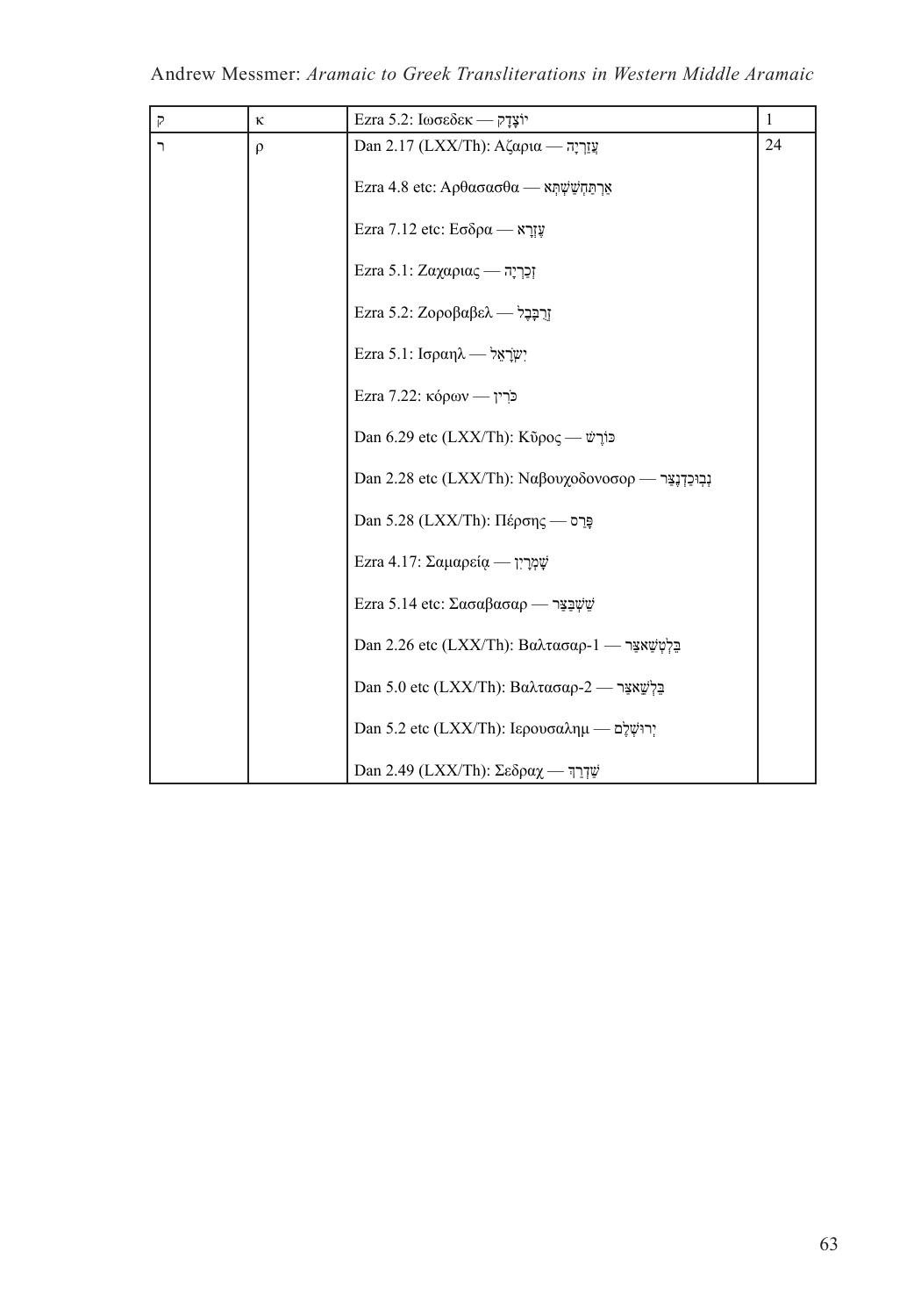| | | | |
|---|---|---|---|
| ק | κ | Ezra 5.2: Ιωσεδεκ — יוֹצָדָק | 1 |
| ר | ρ | Dan 2.17 (LXX/Th): Αζαρια — עֲזַרְיָה<br><br>Ezra 4.8 etc: Αρθασασθα — אַרְתַּחְשַׁשְׂתְּא<br><br>Ezra 7.12 etc: Εσδρα — עֶזְרָא<br><br>Ezra 5.1: Ζαχαριας — זְכַרְיָה<br><br>Ezra 5.2: Ζοροβαβελ — זְרֻבָּבֶל<br><br>Ezra 5.1: Ισραηλ — יִשְׂרָאֵל<br><br>Ezra 7.22: κόρων — כֹּרִין<br><br>Dan 6.29 etc (LXX/Th): Κῦρος — כּוֹרֶשׁ<br><br>Dan 2.28 etc (LXX/Th): Ναβουχοδονοσορ — נְבוּכַדְנֶצַּר<br><br>Dan 5.28 (LXX/Th): Πέρσης — פָּרַס<br><br>Ezra 4.17: Σαμαρείᾳ — שָׁמְרָיִן<br><br>Ezra 5.14 etc: Σασαβασαρ — שֵׁשְׁבַּצַּר<br><br>Dan 2.26 etc (LXX/Th): Βαλτασαρ-1 — בֵּלְטְשַׁאצַּר<br><br>Dan 5.0 etc (LXX/Th): Βαλτασαρ-2 — בֵּלְשַׁאצַּר<br><br>Dan 5.2 etc (LXX/Th): Ιερουσαλημ — יְרוּשְׁלֶם<br><br>Dan 2.49 (LXX/Th): Σεδραχ — שַׁדְרַךְ | 24 |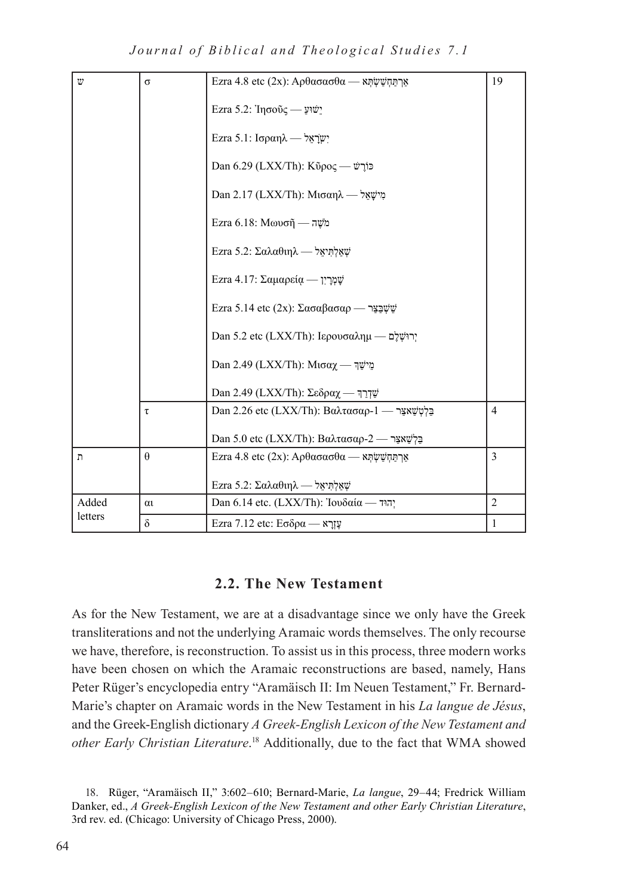| | | | |
|---|---|---|---|
| שׁ | σ | Ezra 4.8 etc (2x): Αρθασασθα — אַרְתַּחְשַׁשְׂתְּא | 19 |
| | | Ezra 5.2: Ἰησοῦς — יֵשׁוּעַ | |
| | | Ezra 5.1: Ισραηλ — יִשְׂרָאֵל | |
| | | Dan 6.29 (LXX/Th): Κῦρος — כּוֹרֶשׁ | |
| | | Dan 2.17 (LXX/Th): Μισαηλ — מִישָׁאֵל | |
| | | Ezra 6.18: Μωυσῆ — מֹשֶׁה | |
| | | Ezra 5.2: Σαλαθιηλ — שְׁאַלְתִּיאֵל | |
| | | Ezra 4.17: Σαμαρείᾳ — שָׁמְרָיִן | |
| | | Ezra 5.14 etc (2x): Σασαβασαρ — שֵׁשְׁבַּצַּר | |
| | | Dan 5.2 etc (LXX/Th): Ιερουσαλημ — יְרוּשְׁלֶם | |
| | | Dan 2.49 (LXX/Th): Μισαχ — מֵישַׁךְ | |
| | | Dan 2.49 (LXX/Th): Σεδραχ — שַׁדְרַךְ | |
| | τ | Dan 2.26 etc (LXX/Th): Βαλτασαρ-1 — בֵּלְטְשַׁאצַּר | 4 |
| | | Dan 5.0 etc (LXX/Th): Βαλτασαρ-2 — בֵּלְשַׁאצַּר | |
| ת | θ | Ezra 4.8 etc (2x): Αρθασασθα — אַרְתַּחְשַׁשְׂתְּא | 3 |
| | | Ezra 5.2: Σαλαθιηλ — שְׁאַלְתִּיאֵל | |
| Added letters | αι | Dan 6.14 etc. (LXX/Th): Ἰουδαία — יְהוּד | 2 |
| | δ | Ezra 7.12 etc: Εσδρα — עֶזְרָא | 1 |

### 2.2. The New Testament

As for the New Testament, we are at a disadvantage since we only have the Greek transliterations and not the underlying Aramaic words themselves. The only recourse we have, therefore, is reconstruction. To assist us in this process, three modern works have been chosen on which the Aramaic reconstructions are based, namely, Hans Peter Rüger's encyclopedia entry "Aramäisch II: Im Neuen Testament," Fr. Bernard-Marie's chapter on Aramaic words in the New Testament in his *La langue de Jésus*, and the Greek-English dictionary *A Greek-English Lexicon of the New Testament and other Early Christian Literature*.[18] Additionally, due to the fact that WMA showed

18. Rüger, "Aramäisch II," 3:602–610; Bernard-Marie, *La langue*, 29–44; Fredrick William Danker, ed., *A Greek-English Lexicon of the New Testament and other Early Christian Literature*, 3rd rev. ed. (Chicago: University of Chicago Press, 2000).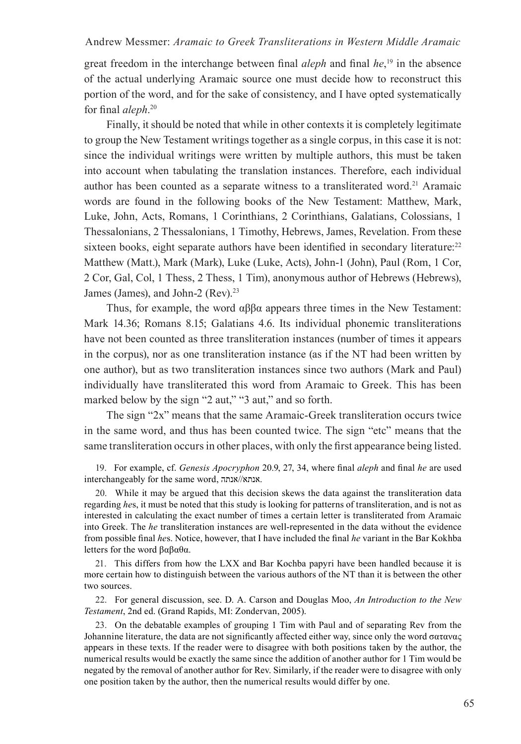great freedom in the interchange between final *aleph* and final *he*,[19] in the absence of the actual underlying Aramaic source one must decide how to reconstruct this portion of the word, and for the sake of consistency, and I have opted systematically for final *aleph*.[20]

Finally, it should be noted that while in other contexts it is completely legitimate to group the New Testament writings together as a single corpus, in this case it is not: since the individual writings were written by multiple authors, this must be taken into account when tabulating the translation instances. Therefore, each individual author has been counted as a separate witness to a transliterated word.[21] Aramaic words are found in the following books of the New Testament: Matthew, Mark, Luke, John, Acts, Romans, 1 Corinthians, 2 Corinthians, Galatians, Colossians, 1 Thessalonians, 2 Thessalonians, 1 Timothy, Hebrews, James, Revelation. From these sixteen books, eight separate authors have been identified in secondary literature:[22] Matthew (Matt.), Mark (Mark), Luke (Luke, Acts), John-1 (John), Paul (Rom, 1 Cor, 2 Cor, Gal, Col, 1 Thess, 2 Thess, 1 Tim), anonymous author of Hebrews (Hebrews), James (James), and John-2 (Rev).[23]

Thus, for example, the word αββα appears three times in the New Testament: Mark 14.36; Romans 8.15; Galatians 4.6. Its individual phonemic transliterations have not been counted as three transliteration instances (number of times it appears in the corpus), nor as one transliteration instance (as if the NT had been written by one author), but as two transliteration instances since two authors (Mark and Paul) individually have transliterated this word from Aramaic to Greek. This has been marked below by the sign "2 aut," "3 aut," and so forth.

The sign "2x" means that the same Aramaic-Greek transliteration occurs twice in the same word, and thus has been counted twice. The sign "etc" means that the same transliteration occurs in other places, with only the first appearance being listed.

19. For example, cf. *Genesis Apocryphon* 20.9, 27, 34, where final *aleph* and final *he* are used interchangeably for the same word, אנתה//אנתא.

20. While it may be argued that this decision skews the data against the transliteration data regarding *he*s, it must be noted that this study is looking for patterns of transliteration, and is not as interested in calculating the exact number of times a certain letter is transliterated from Aramaic into Greek. The *he* transliteration instances are well-represented in the data without the evidence from possible final *he*s. Notice, however, that I have included the final *he* variant in the Bar Kokhba letters for the word βαβαθα.

21. This differs from how the LXX and Bar Kochba papyri have been handled because it is more certain how to distinguish between the various authors of the NT than it is between the other two sources.

22. For general discussion, see. D. A. Carson and Douglas Moo, *An Introduction to the New Testament*, 2nd ed. (Grand Rapids, MI: Zondervan, 2005).

23. On the debatable examples of grouping 1 Tim with Paul and of separating Rev from the Johannine literature, the data are not significantly affected either way, since only the word σατανας appears in these texts. If the reader were to disagree with both positions taken by the author, the numerical results would be exactly the same since the addition of another author for 1 Tim would be negated by the removal of another author for Rev. Similarly, if the reader were to disagree with only one position taken by the author, then the numerical results would differ by one.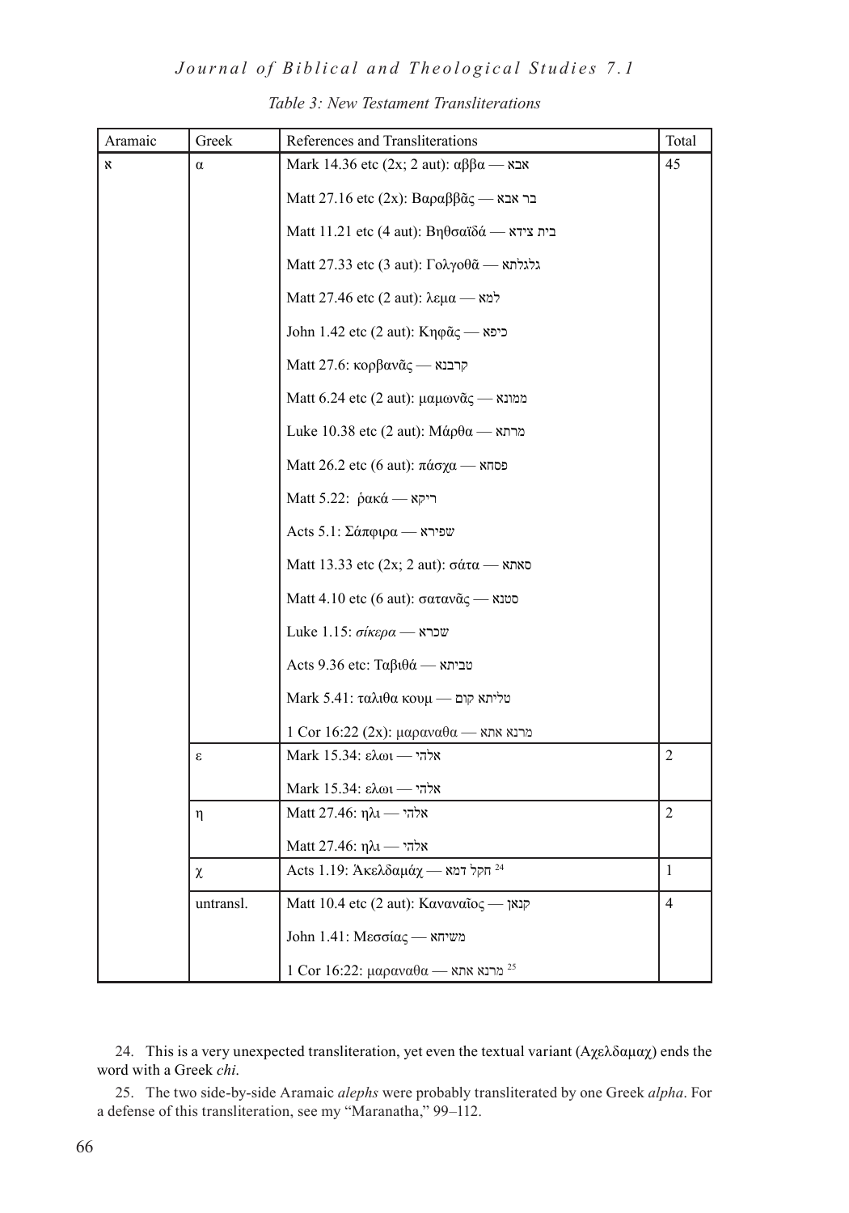*Table 3: New Testament Transliterations*

| Aramaic | Greek | References and Transliterations | Total |
|---|---|---|---|
| א | α | Mark 14.36 etc (2x; 2 aut): αββα — אבא | 45 |
| | | Matt 27.16 etc (2x): Βαραββᾶς — בר אבא | |
| | | Matt 11.21 etc (4 aut): Βηθσαϊδά — בית צידא | |
| | | Matt 27.33 etc (3 aut): Γολγοθᾶ — גלגלתא | |
| | | Matt 27.46 etc (2 aut): λεμα — למא | |
| | | John 1.42 etc (2 aut): Κηφᾶς — כיפא | |
| | | Matt 27.6: κορβανᾶς — קרבנא | |
| | | Matt 6.24 etc (2 aut): μαμωνᾶς — ממונא | |
| | | Luke 10.38 etc (2 aut): Μάρθα — מרתא | |
| | | Matt 26.2 etc (6 aut): πάσχα — פסחא | |
| | | Matt 5.22: ῥακά — ריקא | |
| | | Acts 5.1: Σάπφιρα — שפירא | |
| | | Matt 13.33 etc (2x; 2 aut): σάτα — סאתא | |
| | | Matt 4.10 etc (6 aut): σατανᾶς — סטנא | |
| | | Luke 1.15: *σίκερα* — שכרא | |
| | | Acts 9.36 etc: Ταβιθά — טביתא | |
| | | Mark 5.41: ταλιθα κουμ — טליתא קום | |
| | | 1 Cor 16:22 (2x): μαρανα θα — מרנא אתא | |
| | ε | Mark 15.34: ελωι — אלהי | 2 |
| | | Mark 15.34: ελωι — אלהי | |
| | η | Matt 27.46: ηλι — אלהי | 2 |
| | | Matt 27.46: ηλι — אלהי | |
| | χ | Acts 1.19: Ἀκελδαμάχ — חקל דמא [24] | 1 |
| | untransl. | Matt 10.4 etc (2 aut): Καναναῖος — קנאן | 4 |
| | | John 1.41: Μεσσίας — משיחא | |
| | | 1 Cor 16:22: μαρανα θα — מרנא אתא [25] | |

24. This is a very unexpected transliteration, yet even the textual variant (Αχελδαμαχ) ends the word with a Greek *chi*.

25. The two side-by-side Aramaic *alephs* were probably transliterated by one Greek *alpha*. For a defense of this transliteration, see my "Maranatha," 99–112.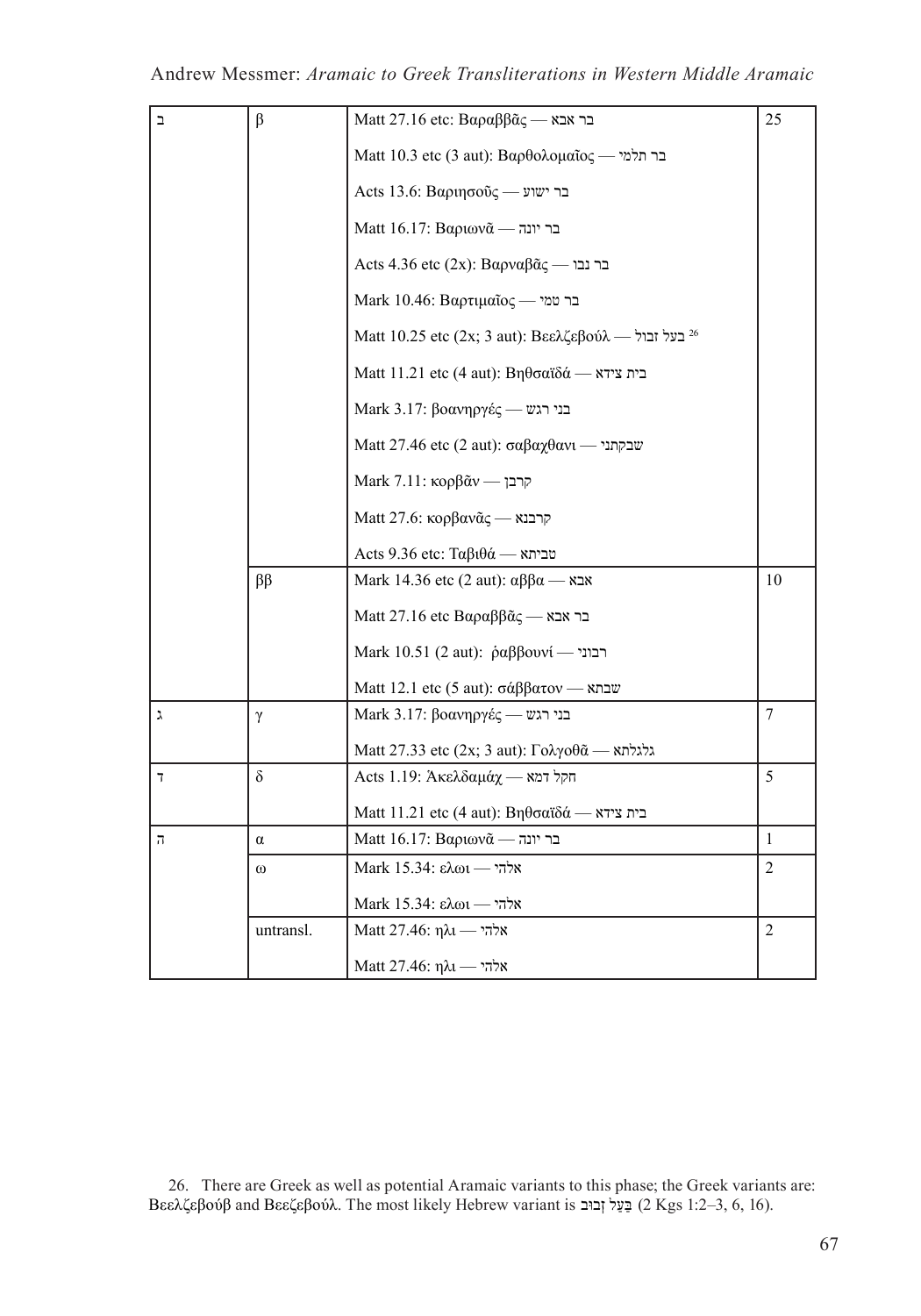| | | | |
|---|---|---|---|
| ב | β | Matt 27.16 etc: Βαραββᾶς — בר אבא | 25 |
| | | Matt 10.3 etc (3 aut): Βαρθολομαῖος — בר תלמי | |
| | | Acts 13.6: Βαριησοῦς — בר ישוע | |
| | | Matt 16.17: Βαριωνᾶ — בר יונה | |
| | | Acts 4.36 etc (2x): Βαρναβᾶς — בר נבו | |
| | | Mark 10.46: Βαρτιμαῖος — בר טמי | |
| | | Matt 10.25 etc (2x; 3 aut): Βεελζεβούλ — בעל זבול [26] | |
| | | Matt 11.21 etc (4 aut): Βηθσαϊδά — בית צידא | |
| | | Mark 3.17: βοανηργές — בני רגש | |
| | | Matt 27.46 etc (2 aut): σαβαχθανι — שבקתני | |
| | | Mark 7.11: κορβᾶν — קרבן | |
| | | Matt 27.6: κορβανᾶς — קרבנא | |
| | | Acts 9.36 etc: Ταβιθά — טביתא | |
| | ββ | Mark 14.36 etc (2 aut): αββα — אבא | 10 |
| | | Matt 27.16 etc Βαραββᾶς — בר אבא | |
| | | Mark 10.51 (2 aut): ῥαββουνί — רבוני | |
| | | Matt 12.1 etc (5 aut): σάββατον — שבתא | |
| ג | γ | Mark 3.17: βοανηργές — בני רגש | 7 |
| | | Matt 27.33 etc (2x; 3 aut): Γολγοθᾶ — גלגלתא | |
| ד | δ | Acts 1.19: Ἀκελδαμάχ — חקל דמא | 5 |
| | | Matt 11.21 etc (4 aut): Βηθσαϊδά — בית צידא | |
| ה | α | Matt 16.17: Βαριωνᾶ — בר יונה | 1 |
| | ω | Mark 15.34: ελωι — אלהי | 2 |
| | | Mark 15.34: ελωι — אלהי | |
| | untransl. | Matt 27.46: ηλι — אלהי | 2 |
| | | Matt 27.46: ηλι — אלהי | |

26. There are Greek as well as potential Aramaic variants to this phase; the Greek variants are: Βεελζεβούβ and Βεεζεβούλ. The most likely Hebrew variant is בַּעַל זְבוּב (2 Kgs 1:2–3, 6, 16).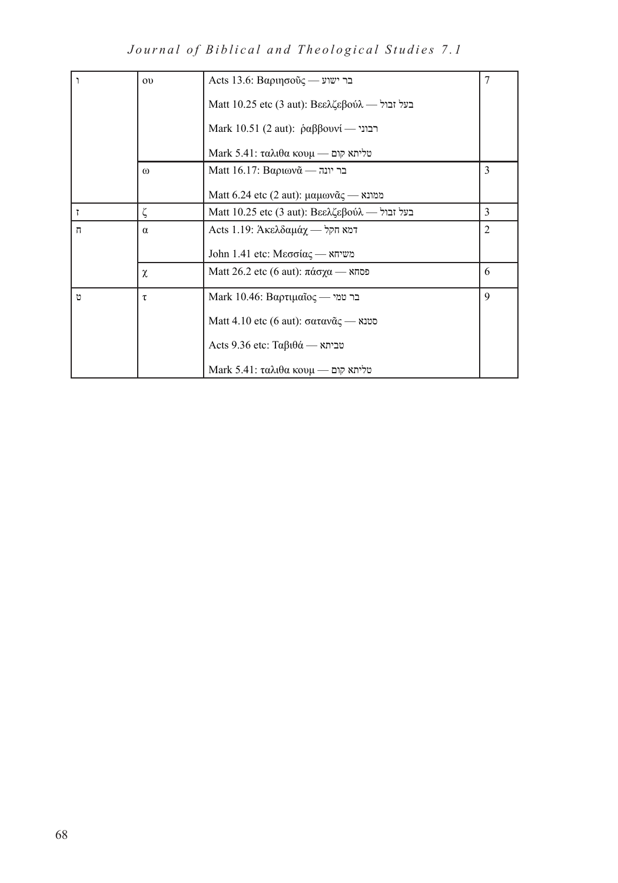| | | | |
|---|---|---|---|
| ו | ου | Acts 13.6: Βαριησοῦς — בר ישוע<br>Matt 10.25 etc (3 aut): Βεελζεβούλ — בעל זבול<br>Mark 10.51 (2 aut): ῥαββουνί — רבוני<br>Mark 5.41: ταλιθα κουμ — טליתא קום | 7 |
| | ω | Matt 16.17: Βαριωνᾶ — בר יונה<br>Matt 6.24 etc (2 aut): μαμωνᾶς — ממונא | 3 |
| ז | ζ | Matt 10.25 etc (3 aut): Βεελζεβούλ — בעל זבול | 3 |
| ח | α | Acts 1.19: Ἀκελδαμάχ — דמא חקל<br>John 1.41 etc: Μεσσίας — משיחא | 2 |
| | χ | Matt 26.2 etc (6 aut): πάσχα — פסחא | 6 |
| ט | τ | Mark 10.46: Βαρτιμαῖος — בר טמי<br>Matt 4.10 etc (6 aut): σατανᾶς — סטנא<br>Acts 9.36 etc: Ταβιθά — טביתא<br>Mark 5.41: ταλιθα κουμ — טליתא קום | 9 |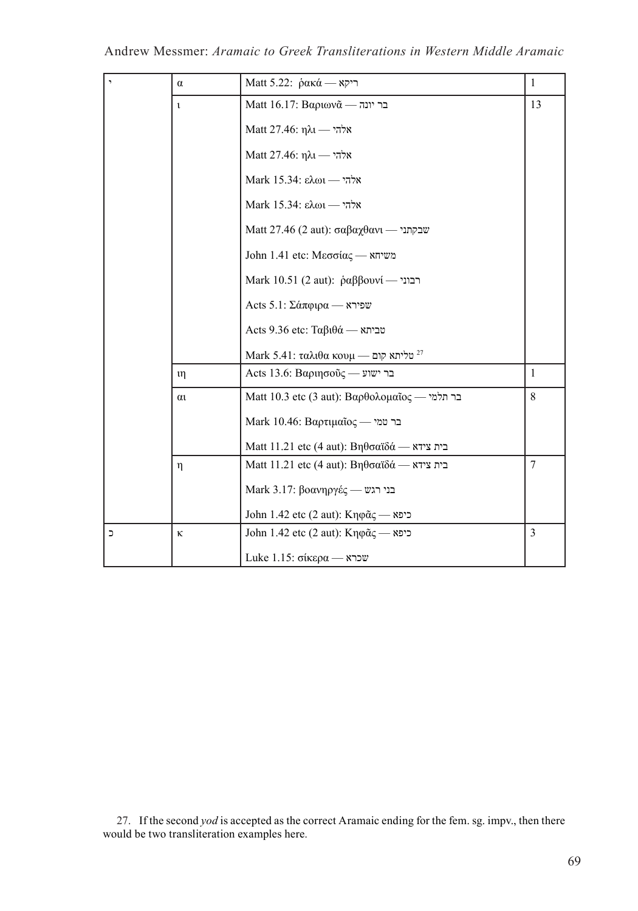| | | | |
|---|---|---|---|
| י | α | Matt 5.22: ῥακά — ריקא | 1 |
| | ι | Matt 16.17: Βαριωνᾶ — בר יונה | 13 |
| | | Matt 27.46: ηλι — אלהי | |
| | | Matt 27.46: ηλι — אלהי | |
| | | Mark 15.34: ελωι — אלהי | |
| | | Mark 15.34: ελωι — אלהי | |
| | | Matt 27.46 (2 aut): σαβαχθανι — שבקתני | |
| | | John 1.41 etc: Μεσσίας — משיחא | |
| | | Mark 10.51 (2 aut): ῥαββουνί — רבוני | |
| | | Acts 5.1: Σάπφιρα — שפירא | |
| | | Acts 9.36 etc: Ταβιθά — טביתא | |
| | | Mark 5.41: ταλιθα κουμ — טליתא קום [27] | |
| | ιη | Acts 13.6: Βαριησοῦς — בר ישוע | 1 |
| | αι | Matt 10.3 etc (3 aut): Βαρθολομαῖος — בר תלמי | 8 |
| | | Mark 10.46: Βαρτιμαῖος — בר טמי | |
| | | Matt 11.21 etc (4 aut): Βηθσαϊδά — בית צידא | |
| | η | Matt 11.21 etc (4 aut): Βηθσαϊδά — בית צידא | 7 |
| | | Mark 3.17: βοανηργές — בני רגש | |
| | | John 1.42 etc (2 aut): Κηφᾶς — כיפא | |
| כ | κ | John 1.42 etc (2 aut): Κηφᾶς — כיפא | 3 |
| | | Luke 1.15: σίκερα — שכרא | |

27. If the second *yod* is accepted as the correct Aramaic ending for the fem. sg. impv., then there would be two transliteration examples here.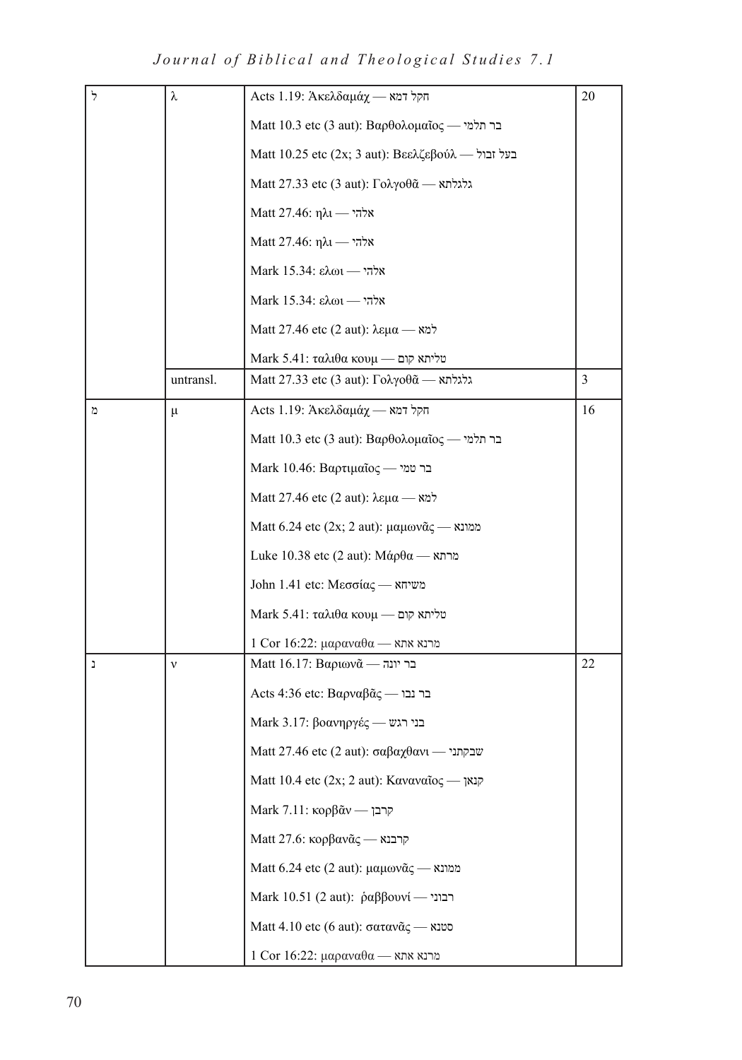| | | | |
|---|---|---|---|
| ל | λ | Acts 1.19: Ἀκελδαμάχ — חקל דמא | 20 |
| | | Matt 10.3 etc (3 aut): Βαρθολομαῖος — בר תלמי | |
| | | Matt 10.25 etc (2x; 3 aut): Βεελζεβούλ — בעל זבול | |
| | | Matt 27.33 etc (3 aut): Γολγοθᾶ — גלגלתא | |
| | | Matt 27.46: ηλι — אלהי | |
| | | Matt 27.46: ηλι — אלהי | |
| | | Mark 15.34: ελωι — אלהי | |
| | | Mark 15.34: ελωι — אלהי | |
| | | Matt 27.46 etc (2 aut): λεμα — למא | |
| | | Mark 5.41: ταλιθα κουμ — טליתא קום | |
| | untransl. | Matt 27.33 etc (3 aut): Γολγοθᾶ — גלגלתא | 3 |
| מ | μ | Acts 1.19: Ἀκελδαμάχ — חקל דמא | 16 |
| | | Matt 10.3 etc (3 aut): Βαρθολομαῖος — בר תלמי | |
| | | Mark 10.46: Βαρτιμαῖος — בר טמי | |
| | | Matt 27.46 etc (2 aut): λεμα — למא | |
| | | Matt 6.24 etc (2x; 2 aut): μαμωνᾶς — ממונא | |
| | | Luke 10.38 etc (2 aut): Μάρθα — מרתא | |
| | | John 1.41 etc: Μεσσίας — משיחא | |
| | | Mark 5.41: ταλιθα κουμ — טליתא קום | |
| | | 1 Cor 16:22: μαραναθα — מרנא אתא | |
| נ | ν | Matt 16.17: Βαριωνᾶ — בר יונה | 22 |
| | | Acts 4:36 etc: Βαρναβᾶς — בר נבו | |
| | | Mark 3.17: βοανηργές — בני רגש | |
| | | Matt 27.46 etc (2 aut): σαβαχθανι — שבקתני | |
| | | Matt 10.4 etc (2x; 2 aut): Καναναῖος — קנאן | |
| | | Mark 7.11: κορβᾶν — קרבן | |
| | | Matt 27.6: κορβανᾶς — קרבנא | |
| | | Matt 6.24 etc (2 aut): μαμωνᾶς — ממונא | |
| | | Mark 10.51 (2 aut): ῥαββουνί — רבוני | |
| | | Matt 4.10 etc (6 aut): σατανᾶς — סטנא | |
| | | 1 Cor 16:22: μαραναθα — מרנא אתא | |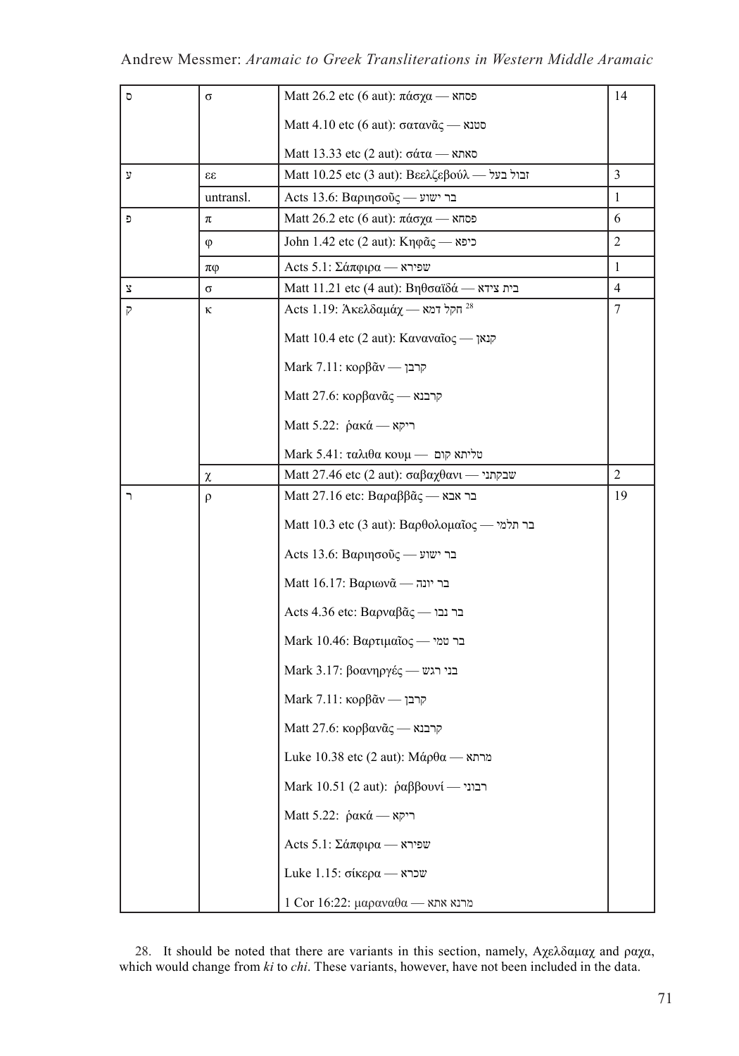| | | | |
|---|---|---|---|
| ס | σ | Matt 26.2 etc (6 aut): πάσχα — פסחא | 14 |
| | | Matt 4.10 etc (6 aut): σατανᾶς — סטנא | |
| | | Matt 13.33 etc (2 aut): σάτα — סאתא | |
| ע | εε | Matt 10.25 etc (3 aut): Βεελζεβούλ — זבול בעל | 3 |
| | untransl. | Acts 13.6: Βαριησοῦς — בר ישוע | 1 |
| פ | π | Matt 26.2 etc (6 aut): πάσχα — פסחא | 6 |
| | φ | John 1.42 etc (2 aut): Κηφᾶς — כיפא | 2 |
| | πφ | Acts 5.1: Σάπφιρα — שפירא | 1 |
| צ | σ | Matt 11.21 etc (4 aut): Βηθσαϊδά — בית צידא | 4 |
| ק | κ | Acts 1.19: Ἀκελδαμάχ — חקל דמא [28] | 7 |
| | | Matt 10.4 etc (2 aut): Καναναῖος — קנאן | |
| | | Mark 7.11: κορβᾶν — קרבן | |
| | | Matt 27.6: κορβανᾶς — קרבנא | |
| | | Matt 5.22: ῥακά — ריקא | |
| | | Mark 5.41: ταλιθα κουμ — טליתא קום | |
| | χ | Matt 27.46 etc (2 aut): σαβαχθανι — שבקתני | 2 |
| ר | ρ | Matt 27.16 etc: Βαραββᾶς — בר אבא | 19 |
| | | Matt 10.3 etc (3 aut): Βαρθολομαῖος — בר תלמי | |
| | | Acts 13.6: Βαριησοῦς — בר ישוע | |
| | | Matt 16.17: Βαριωνᾶ — בר יונה | |
| | | Acts 4.36 etc: Βαρναβᾶς — בר נבו | |
| | | Mark 10.46: Βαρτιμαῖος — בר טמי | |
| | | Mark 3.17: βοανηργές — בני רגש | |
| | | Mark 7.11: κορβᾶν — קרבן | |
| | | Matt 27.6: κορβανᾶς — קרבנא | |
| | | Luke 10.38 etc (2 aut): Μάρθα — מרתא | |
| | | Mark 10.51 (2 aut): ῥαββουνί — רבוני | |
| | | Matt 5.22: ῥακά — ריקא | |
| | | Acts 5.1: Σάπφιρα — שפירא | |
| | | Luke 1.15: σίκερα — שכרא | |
| | | 1 Cor 16:22: μαραναθα — מרנא אתא | |

28. It should be noted that there are variants in this section, namely, Αχελδαμαχ and ραχα, which would change from *ki* to *chi*. These variants, however, have not been included in the data.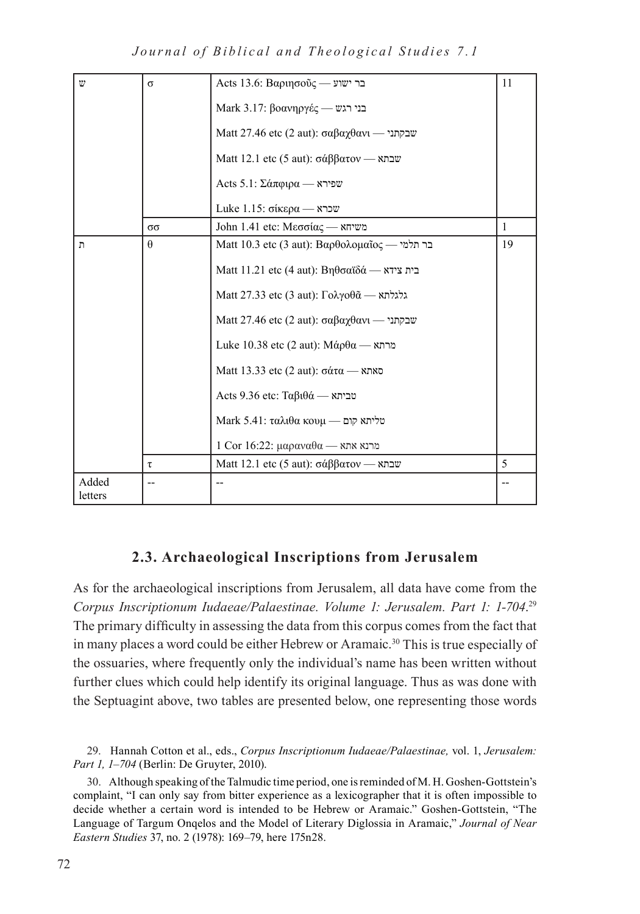| | | | |
|---|---|---|---|
| ש | σ | Acts 13.6: Βαριησοῦς — בר ישוע<br><br>Mark 3.17: βοανηργές — בני רגש<br><br>Matt 27.46 etc (2 aut): σαβαχθανι — שבקתני<br><br>Matt 12.1 etc (5 aut): σάββατον — שבתא<br><br>Acts 5.1: Σάπφιρα — שפירא<br><br>Luke 1.15: σίκερα — שכרא | 11 |
| | σσ | John 1.41 etc: Μεσσίας — משיחא | 1 |
| ת | θ | Matt 10.3 etc (3 aut): Βαρθολομαῖος — בר תלמי<br><br>Matt 11.21 etc (4 aut): Βηθσαϊδά — בית צידא<br><br>Matt 27.33 etc (3 aut): Γολγοθᾶ — גלגלתא<br><br>Matt 27.46 etc (2 aut): σαβαχθανι — שבקתני<br><br>Luke 10.38 etc (2 aut): Μάρθα — מרתא<br><br>Matt 13.33 etc (2 aut): σάτα — סאתא<br><br>Acts 9.36 etc: Ταβιθά — טביתא<br><br>Mark 5.41: ταλιθα κουμ — טליתא קום<br><br>1 Cor 16:22: μαραναθα — מרנא אתא | 19 |
| | τ | Matt 12.1 etc (5 aut): σάββατον — שבתא | 5 |
| Added letters | -- | -- | -- |

### 2.3. Archaeological Inscriptions from Jerusalem

As for the archaeological inscriptions from Jerusalem, all data have come from the *Corpus Inscriptionum Iudaeae/Palaestinae. Volume 1: Jerusalem. Part 1: 1-704*.[29] The primary difficulty in assessing the data from this corpus comes from the fact that in many places a word could be either Hebrew or Aramaic.[30] This is true especially of the ossuaries, where frequently only the individual's name has been written without further clues which could help identify its original language. Thus as was done with the Septuagint above, two tables are presented below, one representing those words

29. Hannah Cotton et al., eds., *Corpus Inscriptionum Iudaeae/Palaestinae,* vol. 1, *Jerusalem: Part 1, 1–704* (Berlin: De Gruyter, 2010).

30. Although speaking of the Talmudic time period, one is reminded of M. H. Goshen-Gottstein's complaint, "I can only say from bitter experience as a lexicographer that it is often impossible to decide whether a certain word is intended to be Hebrew or Aramaic." Goshen-Gottstein, "The Language of Targum Onqelos and the Model of Literary Diglossia in Aramaic," *Journal of Near Eastern Studies* 37, no. 2 (1978): 169–79, here 175n28.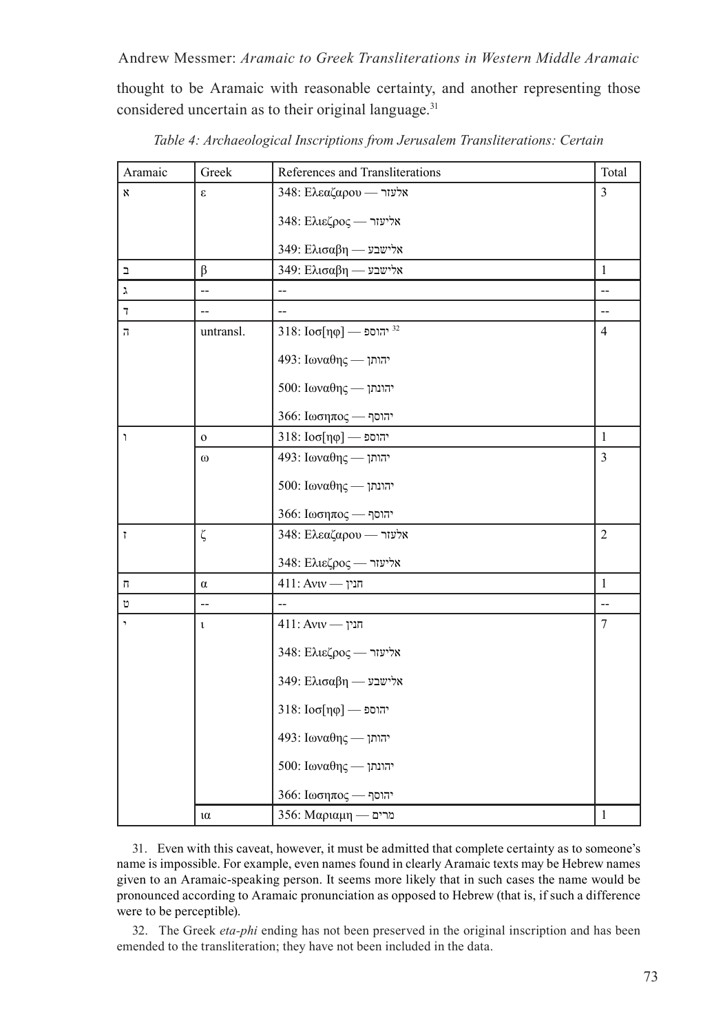thought to be Aramaic with reasonable certainty, and another representing those considered uncertain as to their original language.[31]

*Table 4: Archaeological Inscriptions from Jerusalem Transliterations: Certain*

| Aramaic | Greek | References and Transliterations | Total |
|---|---|---|---|
| א | ε | 348: Ελεαζαρου — אלעזר<br>348: Ελιεζρος — אליעזר<br>349: Ελισαβη — אלישבע | 3 |
| ב | β | 349: Ελισαβη — אלישבע | 1 |
| ג | -- | -- | -- |
| ד | -- | -- | -- |
| ה | untransl. | 318: Ιοσ[ηφ] — יהוספ [32]<br>493: Ιωναθης — יהותן<br>500: Ιωναθης — יהונתן<br>366: Ιωσηπος — יהוסף | 4 |
| ו | ο | 318: Ιοσ[ηφ] — יהוספ | 1 |
| | ω | 493: Ιωναθης — יהותן<br>500: Ιωναθης — יהונתן<br>366: Ιωσηπος — יהוסף | 3 |
| ז | ζ | 348: Ελεαζαρου — אלעזר<br>348: Ελιεζρος — אליעזר | 2 |
| ח | α | 411: Ανιν — חנין | 1 |
| ט | -- | -- | -- |
| י | ι | 411: Ανιν — חנין<br>348: Ελιεζρος — אליעזר<br>349: Ελισαβη — אלישבע<br>318: Ιοσ[ηφ] — יהוספ<br>493: Ιωναθης — יהותן<br>500: Ιωναθης — יהונתן<br>366: Ιωσηπος — יהוסף | 7 |
| | ια | 356: Μαριαμη — מרים | 1 |

31. Even with this caveat, however, it must be admitted that complete certainty as to someone's name is impossible. For example, even names found in clearly Aramaic texts may be Hebrew names given to an Aramaic-speaking person. It seems more likely that in such cases the name would be pronounced according to Aramaic pronunciation as opposed to Hebrew (that is, if such a difference were to be perceptible).

32. The Greek *eta-phi* ending has not been preserved in the original inscription and has been emended to the transliteration; they have not been included in the data.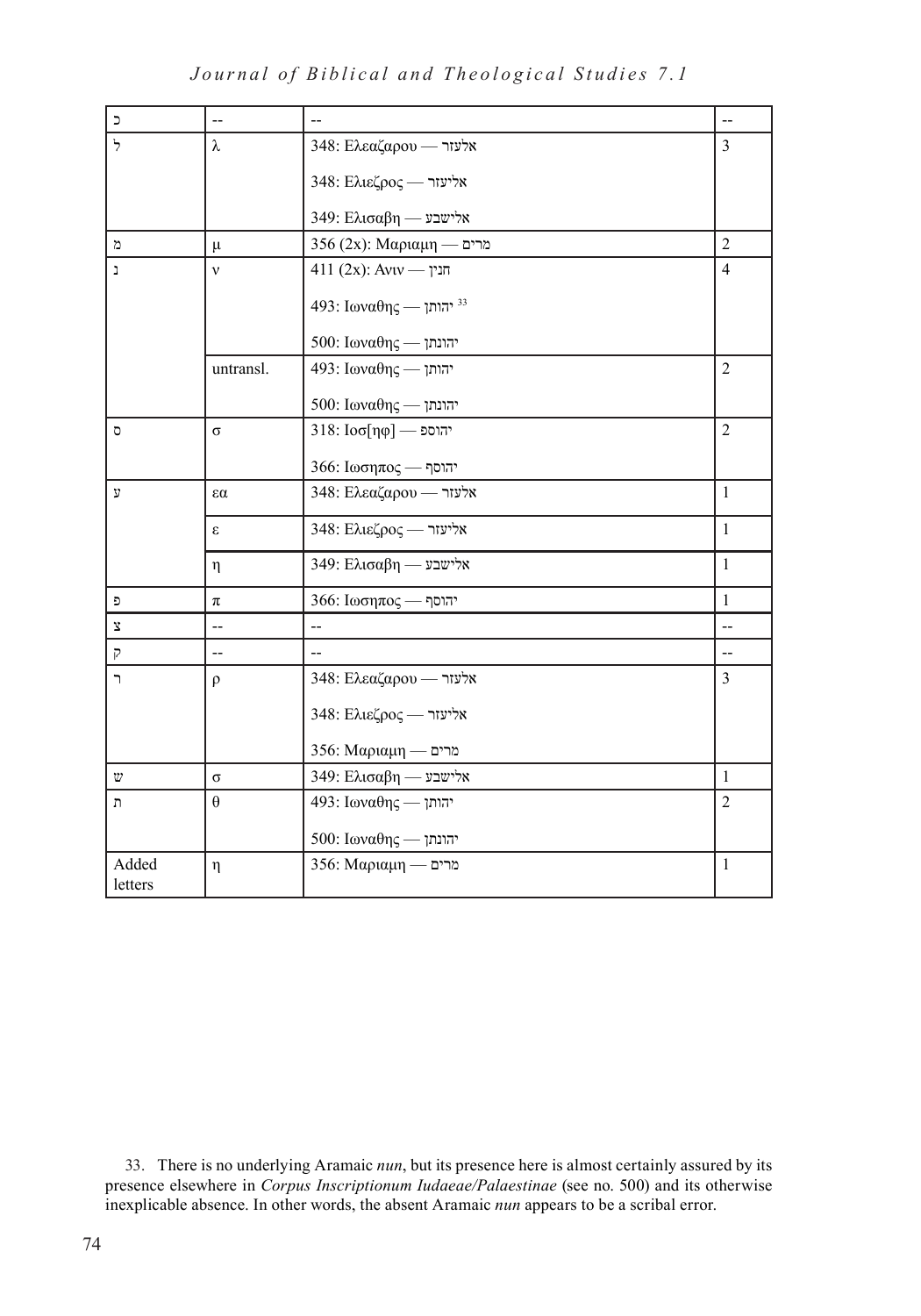| כ | -- | -- | -- |
|---|---|---|---|
| ל | λ | 348: Ελεαζαρου — אלעזר<br><br>348: Ελιεζρος — אליעזר<br><br>349: Ελισαβη — אלישבע | 3 |
| מ | μ | 356 (2x): Μαριαμη — מרים | 2 |
| נ | ν | 411 (2x): Ανιν — חנין<br><br>493: Ιωναθης — יהותן [33]<br><br>500: Ιωναθης — יהונתן | 4 |
| | untransl. | 493: Ιωναθης — יהותן<br><br>500: Ιωναθης — יהונתן | 2 |
| ס | σ | 318: Ιοσ[ηφ] — יהוספ<br><br>366: Ιωσηπος — יהוסף | 2 |
| ע | εα | 348: Ελεαζαρου — אלעזר | 1 |
| | ε | 348: Ελιεζρος — אליעזר | 1 |
| | η | 349: Ελισαβη — אלישבע | 1 |
| פ | π | 366: Ιωσηπος — יהוסף | 1 |
| צ | -- | -- | -- |
| ק | -- | -- | -- |
| ר | ρ | 348: Ελεαζαρου — אלעזר<br><br>348: Ελιεζρος — אליעזר<br><br>356: Μαριαμη — מרים | 3 |
| ש | σ | 349: Ελισαβη — אלישבע | 1 |
| ת | θ | 493: Ιωναθης — יהותן<br><br>500: Ιωναθης — יהונתן | 2 |
| Added letters | η | 356: Μαριαμη — מרים | 1 |

33. There is no underlying Aramaic *nun*, but its presence here is almost certainly assured by its presence elsewhere in *Corpus Inscriptionum Iudaeae/Palaestinae* (see no. 500) and its otherwise inexplicable absence. In other words, the absent Aramaic *nun* appears to be a scribal error.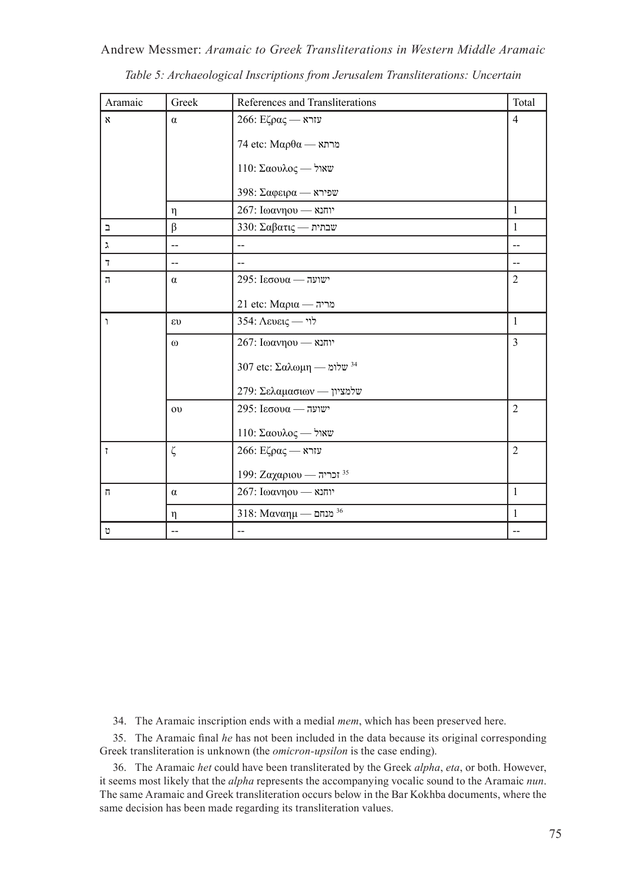*Table 5: Archaeological Inscriptions from Jerusalem Transliterations: Uncertain*

| Aramaic | Greek | References and Transliterations | Total |
|---|---|---|---|
| א | α | 266: Εζρας — עזרא<br>74 etc: Μαρθα — מרתא<br>110: Σαουλος — שאול<br>398: Σαφειρα — שפירא | 4 |
| | η | 267: Ιωανηου — יוחנא | 1 |
| ב | β | 330: Σαβατις — שבתית | 1 |
| ג | -- | -- | -- |
| ד | -- | -- | -- |
| ה | α | 295: Ιεσουα — ישועה<br>21 etc: Μαρια — מריה | 2 |
| ו | ευ | 354: Λευεις — לוי | 1 |
| | ω | 267: Ιωανηου — יוחנא<br>307 etc: Σαλωμη — שלומ [34]<br>279: Σελαμασιων — שלמציון | 3 |
| | ου | 295: Ιεσουα — ישועה<br>110: Σαουλος — שאול | 2 |
| ז | ζ | 266: Εζρας — עזרא<br>199: Ζαχαριου — זכריה [35] | 2 |
| ח | α | 267: Ιωανηου — יוחנא | 1 |
| | η | 318: Μαναημ — מנחם [36] | 1 |
| ט | -- | -- | -- |

34. The Aramaic inscription ends with a medial *mem*, which has been preserved here.

35. The Aramaic final *he* has not been included in the data because its original corresponding Greek transliteration is unknown (the *omicron-upsilon* is the case ending).

36. The Aramaic *het* could have been transliterated by the Greek *alpha*, *eta*, or both. However, it seems most likely that the *alpha* represents the accompanying vocalic sound to the Aramaic *nun*. The same Aramaic and Greek transliteration occurs below in the Bar Kokhba documents, where the same decision has been made regarding its transliteration values.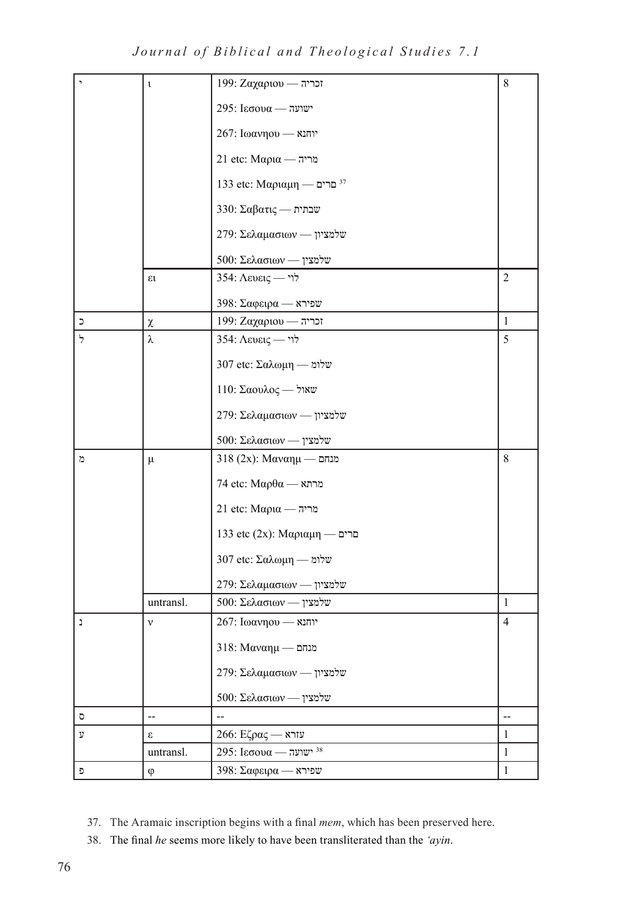| | | | |
|---|---|---|---|
| י | ι | 199: Ζαχαριου — זכריה | 8 |
| | | 295: Ιεσουα — ישועה | |
| | | 267: Ιωανηου — יוחנא | |
| | | 21 etc: Μαρια — מריה | |
| | | 133 etc: Μαριαμη — םרים [37] | |
| | | 330: Σαβατις — שבתית | |
| | | 279: Σελαμασιων — שלמציון | |
| | | 500: Σελασιων — שלמצין | |
| | ει | 354: Λευεις — לוי | 2 |
| | | 398: Σαφειρα — שפירא | |
| כ | χ | 199: Ζαχαριου — זכריה | 1 |
| ל | λ | 354: Λευεις — לוי | 5 |
| | | 307 etc: Σαλωμη — שלום | |
| | | 110: Σαουλος — שאול | |
| | | 279: Σελαμασιων — שלמציון | |
| | | 500: Σελασιων — שלמצין | |
| מ | μ | 318 (2x): Μαναημ — מנחם | 8 |
| | | 74 etc: Μαρθα — מרתא | |
| | | 21 etc: Μαρια — מריה | |
| | | 133 etc (2x): Μαριαμη — םרים | |
| | | 307 etc: Σαλωμη — שלום | |
| | | 279: Σελαμασιων — שלמציון | |
| | untransl. | 500: Σελασιων — שלמצין | 1 |
| נ | ν | 267: Ιωανηου — יוחנא | 4 |
| | | 318: Μαναημ — מנחם | |
| | | 279: Σελαμασιων — שלמציון | |
| | | 500: Σελασιων — שלמצין | |
| ס | -- | -- | -- |
| ע | ε | 266: Εζρας — עזרא | 1 |
| | untransl. | 295: Ιεσουα — ישועה [38] | 1 |
| פ | φ | 398: Σαφειρα — שפירא | 1 |

37. The Aramaic inscription begins with a final *mem*, which has been preserved here.

38. The final *he* seems more likely to have been transliterated than the *'ayin*.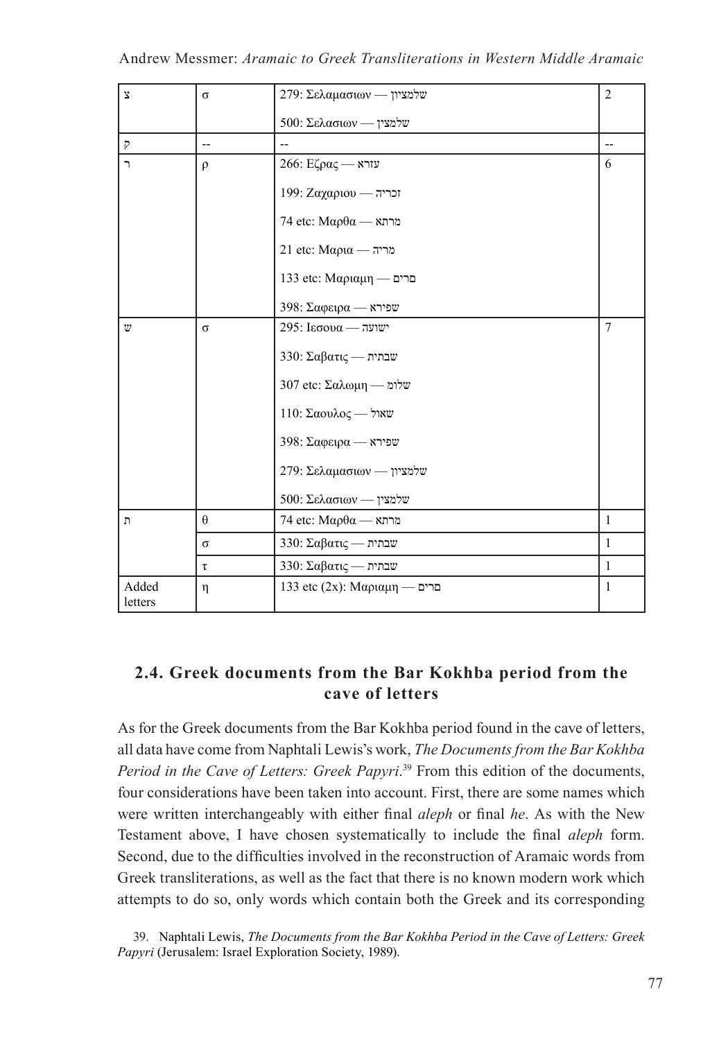| צ | σ | 279: Σελαμασιων — שלמציון<br>500: Σελασιων — שלמצין | 2 |
|---|---|---|---|
| ק | -- | -- | -- |
| ר | ρ | 266: Εζρας — עזרא<br>199: Ζαχαριου — זכריה<br>74 etc: Μαρθα — מרתא<br>21 etc: Μαρια — מריה<br>133 etc: Μαριαμη — מרים<br>398: Σαφειρα — שפירא | 6 |
| ש | σ | 295: Ιεσουα — ישועה<br>330: Σαβατις — שבתית<br>307 etc: Σαλωμη — שלומ<br>110: Σαουλος — שאול<br>398: Σαφειρα — שפירא<br>279: Σελαμασιων — שלמציון<br>500: Σελασιων — שלמצין | 7 |
| ת | θ | 74 etc: Μαρθα — מרתא | 1 |
| | σ | 330: Σαβατις — שבתית | 1 |
| | τ | 330: Σαβατις — שבתית | 1 |
| Added letters | η | 133 etc (2x): Μαριαμη — מרים | 1 |

## 2.4. Greek documents from the Bar Kokhba period from the cave of letters

As for the Greek documents from the Bar Kokhba period found in the cave of letters, all data have come from Naphtali Lewis's work, *The Documents from the Bar Kokhba Period in the Cave of Letters: Greek Papyri*.[39] From this edition of the documents, four considerations have been taken into account. First, there are some names which were written interchangeably with either final *aleph* or final *he*. As with the New Testament above, I have chosen systematically to include the final *aleph* form. Second, due to the difficulties involved in the reconstruction of Aramaic words from Greek transliterations, as well as the fact that there is no known modern work which attempts to do so, only words which contain both the Greek and its corresponding

39. Naphtali Lewis, *The Documents from the Bar Kokhba Period in the Cave of Letters: Greek Papyri* (Jerusalem: Israel Exploration Society, 1989).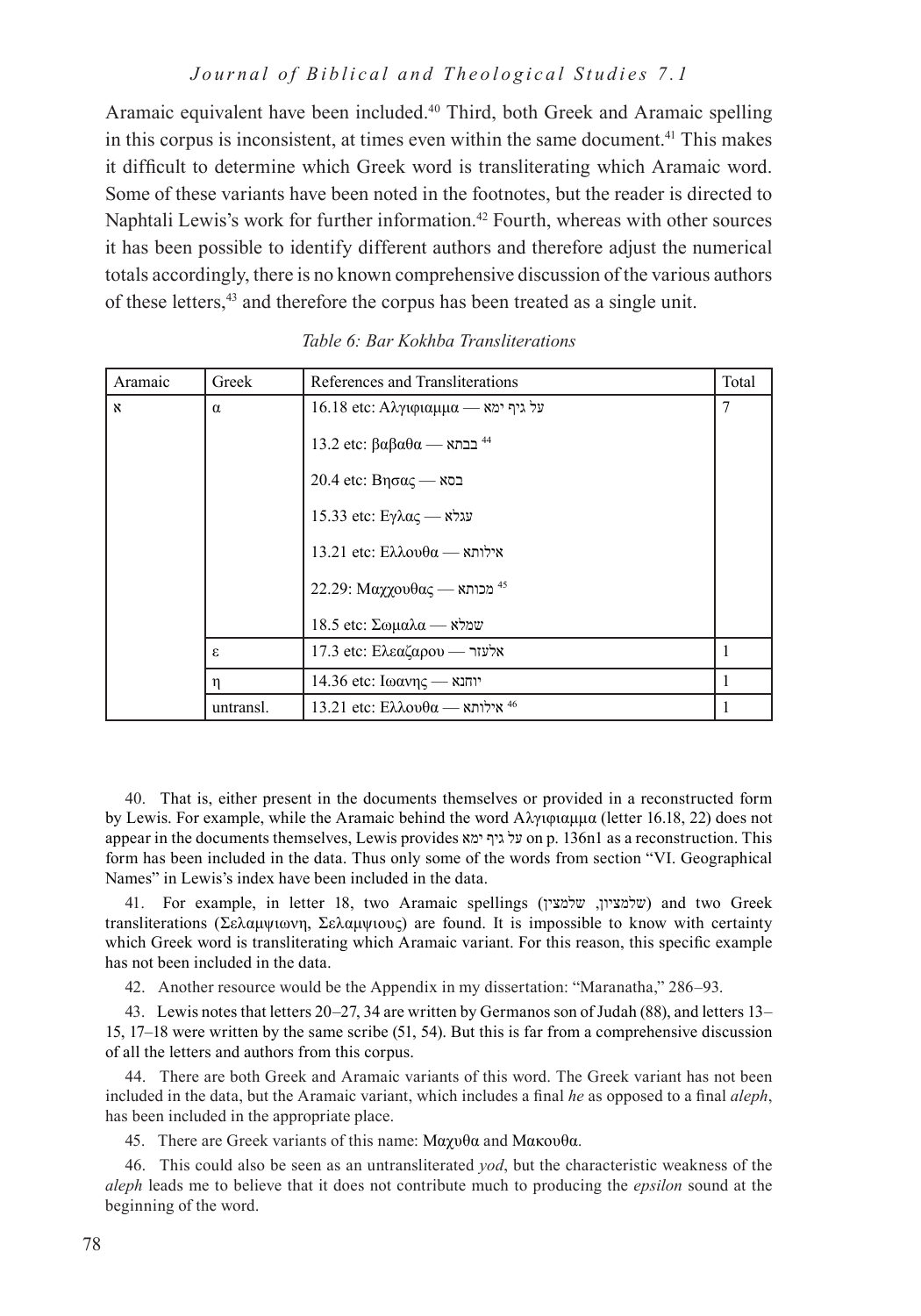Aramaic equivalent have been included.[40] Third, both Greek and Aramaic spelling in this corpus is inconsistent, at times even within the same document.[41] This makes it difficult to determine which Greek word is transliterating which Aramaic word. Some of these variants have been noted in the footnotes, but the reader is directed to Naphtali Lewis's work for further information.[42] Fourth, whereas with other sources it has been possible to identify different authors and therefore adjust the numerical totals accordingly, there is no known comprehensive discussion of the various authors of these letters,[43] and therefore the corpus has been treated as a single unit.

*Table 6: Bar Kokhba Transliterations*

| Aramaic | Greek | References and Transliterations | Total |
|---|---|---|---|
| א | α | 16.18 etc: Αλγιφιαμμα — על גיף ימא<br>13.2 etc: βαβαθα — בבתא [44]<br>20.4 etc: Βησας — בסא<br>15.33 etc: Εγλας — עגלא<br>13.21 etc: Ελλουθα — אילותא<br>22.29: Μαχχουθας — מכותא [45]<br>18.5 etc: Σωμαλα — שמלא | 7 |
| | ε | 17.3 etc: Ελεαζαρου — אלעזר | 1 |
| | η | 14.36 etc: Ιωανης — יוחנא | 1 |
| | untransl. | 13.21 etc: Ελλουθα — אילותא [46] | 1 |

40. That is, either present in the documents themselves or provided in a reconstructed form by Lewis. For example, while the Aramaic behind the word Αλγιφιαμμα (letter 16.18, 22) does not appear in the documents themselves, Lewis provides על גיף ימא on p. 136n1 as a reconstruction. This form has been included in the data. Thus only some of the words from section "VI. Geographical Names" in Lewis's index have been included in the data.

41. For example, in letter 18, two Aramaic spellings (שלמציון, שלמצין) and two Greek transliterations (Σελαμψιωνη, Σελαμψιους) are found. It is impossible to know with certainty which Greek word is transliterating which Aramaic variant. For this reason, this specific example has not been included in the data.

42. Another resource would be the Appendix in my dissertation: "Maranatha," 286–93.

43. Lewis notes that letters 20–27, 34 are written by Germanos son of Judah (88), and letters 13–15, 17–18 were written by the same scribe (51, 54). But this is far from a comprehensive discussion of all the letters and authors from this corpus.

44. There are both Greek and Aramaic variants of this word. The Greek variant has not been included in the data, but the Aramaic variant, which includes a final *he* as opposed to a final *aleph*, has been included in the appropriate place.

45. There are Greek variants of this name: Μαχυθα and Μακουθα.

46. This could also be seen as an untransliterated *yod*, but the characteristic weakness of the *aleph* leads me to believe that it does not contribute much to producing the *epsilon* sound at the beginning of the word.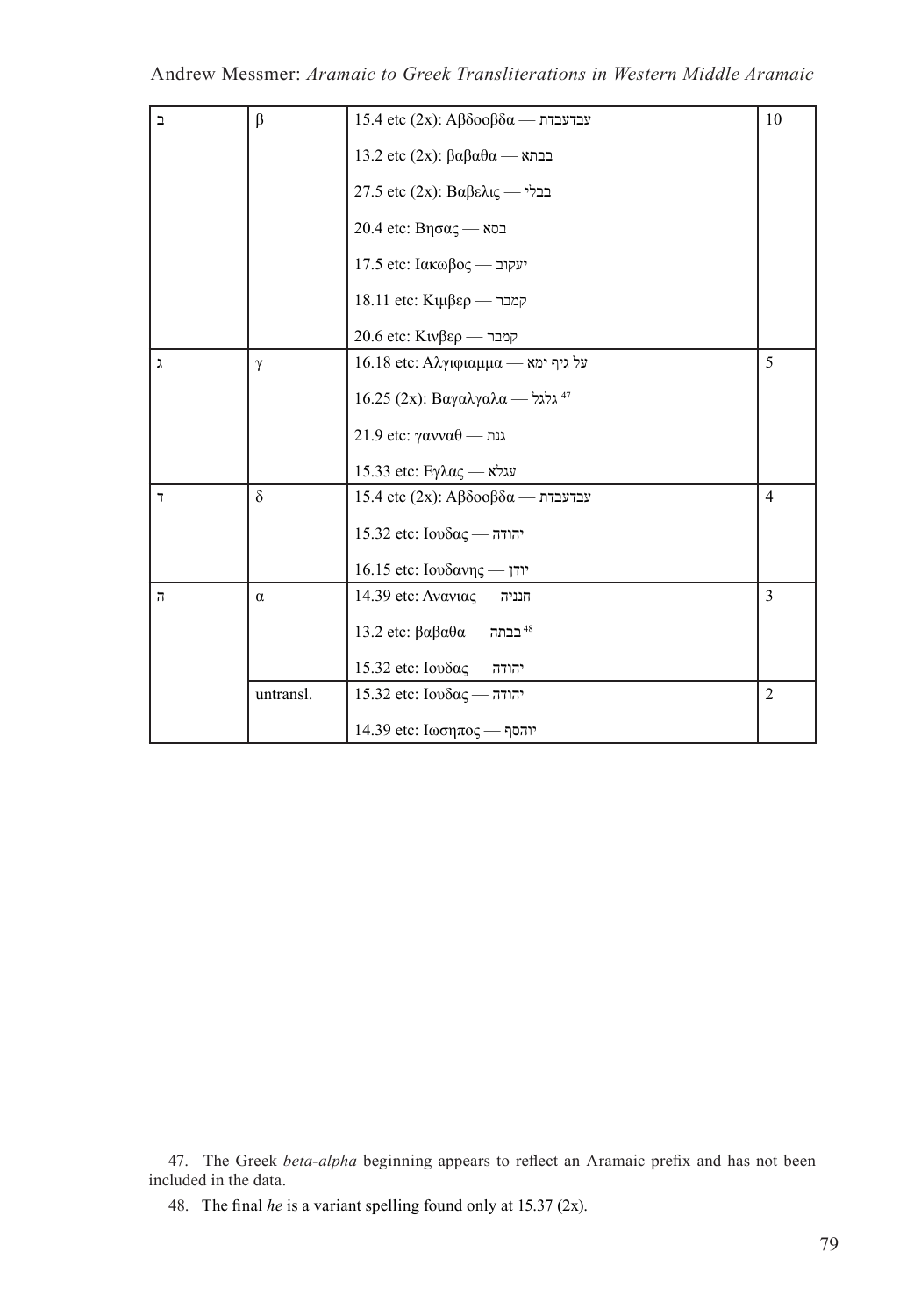| | | | |
|---|---|---|---|
| ב | β | 15.4 etc (2x): Αβδοοβδα — עבדעבדת | 10 |
| | | 13.2 etc (2x): βαβαθα — בבתא | |
| | | 27.5 etc (2x): Βαβελις — בבלי | |
| | | 20.4 etc: Βησας — בסא | |
| | | 17.5 etc: Ιακωβος — יעקוב | |
| | | 18.11 etc: Κιμβερ — קמבר | |
| | | 20.6 etc: Κινβερ — קמבר | |
| ג | γ | 16.18 etc: Αλγιφιαμμα — על גיף ימא | 5 |
| | | 16.25 (2x): Βαγαλγαλα — גלגל[47] | |
| | | 21.9 etc: γανναθ — גנת | |
| | | 15.33 etc: Εγλας — עגלא | |
| ד | δ | 15.4 etc (2x): Αβδοοβδα — עבדעבדת | 4 |
| | | 15.32 etc: Ιουδας — יהודה | |
| | | 16.15 etc: Ιουδανης — יודן | |
| ה | α | 14.39 etc: Ανανιας — חנניה | 3 |
| | | 13.2 etc: βαβαθα — בבתה[48] | |
| | | 15.32 etc: Ιουδας — יהודה | |
| | untransl. | 15.32 etc: Ιουδας — יהודה | 2 |
| | | 14.39 etc: Ιωσηπος — יוהסף | |

47. The Greek *beta-alpha* beginning appears to reflect an Aramaic prefix and has not been included in the data.

48. The final *he* is a variant spelling found only at 15.37 (2x).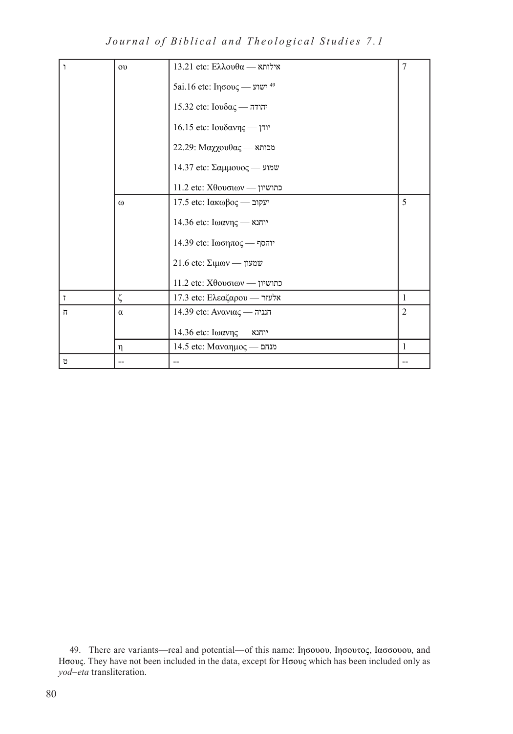| | | | |
|---|---|---|---|
| ו | ου | 13.21 etc: Ελλουθα — אילותא | 7 |
| | | 5ai.16 etc: Ιησους — ישוע [49] | |
| | | 15.32 etc: Ιουδας — יהודה | |
| | | 16.15 etc: Ιουδανης — יודן | |
| | | 22.29: Μαχχουθας — מכותא | |
| | | 14.37 etc: Σαμμουος — שמוע | |
| | | 11.2 etc: Χθουσιων — כתושיון | |
| | ω | 17.5 etc: Ιακωβος — יעקוב | 5 |
| | | 14.36 etc: Ιωανης — יוחנא | |
| | | 14.39 etc: Ιωσηπος — יוהסף | |
| | | 21.6 etc: Σιμων — שמעון | |
| | | 11.2 etc: Χθουσιων — כתושיון | |
| ז | ζ | 17.3 etc: Ελεαζαρου — אלעזר | 1 |
| ח | α | 14.39 etc: Ανανιας — חנניה | 2 |
| | | 14.36 etc: Ιωανης — יוחנא | |
| | η | 14.5 etc: Μαναημος — מנחם | 1 |
| ט | -- | -- | -- |

49. There are variants—real and potential—of this name: Ιησουου, Ιησουτος, Ιασσουου, and Ησους. They have not been included in the data, except for Ησους which has been included only as *yod–eta* transliteration.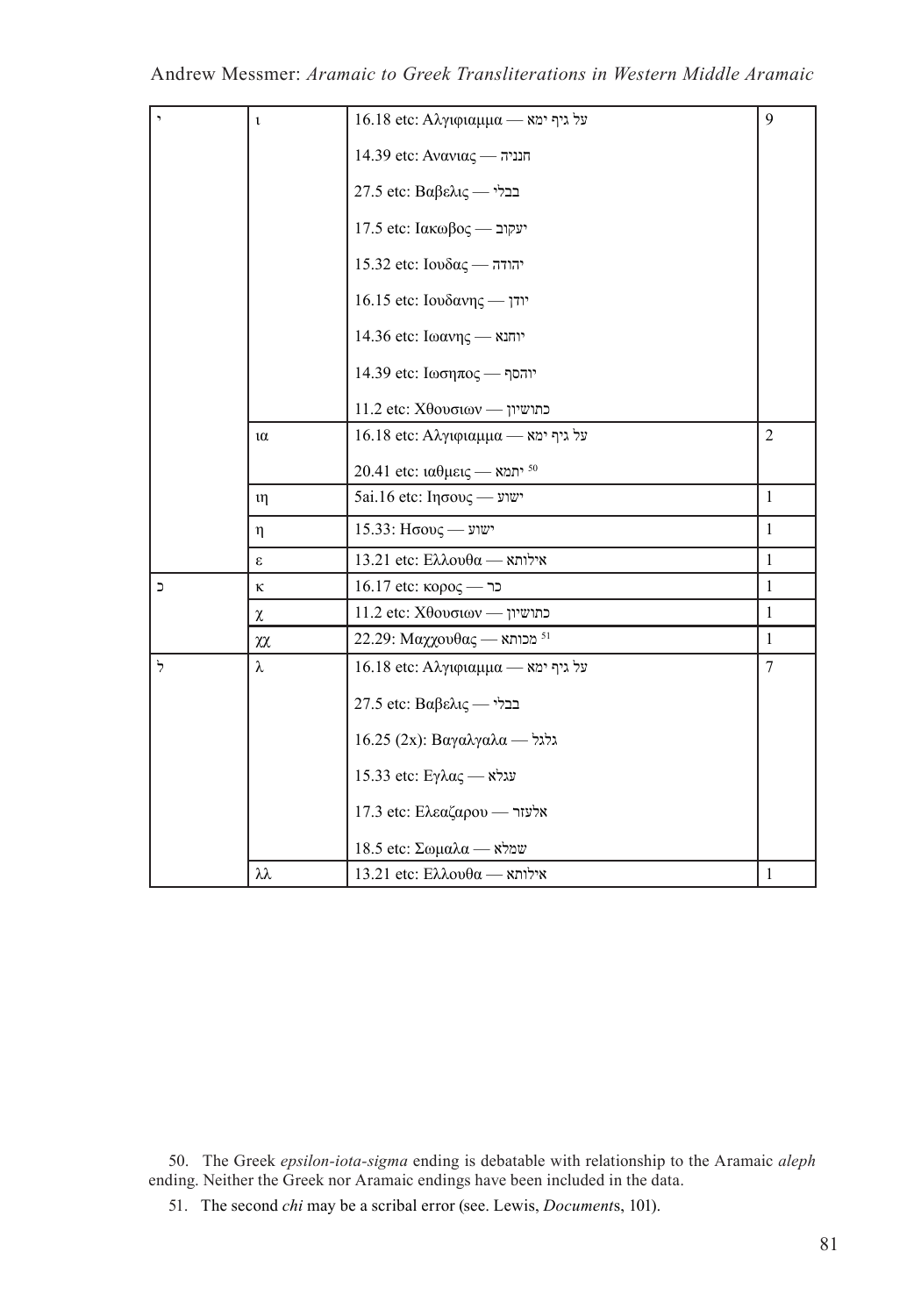| | | | |
|---|---|---|---|
| י | ι | 16.18 etc: Αλγιφιαμμα — על גיף ימא | 9 |
| | | 14.39 etc: Ανανιας — חנניה | |
| | | 27.5 etc: Βαβελις — בבלי | |
| | | 17.5 etc: Ιακωβος — יעקוב | |
| | | 15.32 etc: Ιουδας — יהודה | |
| | | 16.15 etc: Ιουδανης — יודן | |
| | | 14.36 etc: Ιωανης — יוחנא | |
| | | 14.39 etc: Ιωσηπος — יוהסף | |
| | | 11.2 etc: Χθουσιων — כתושיון | |
| | ια | 16.18 etc: Αλγιφιαμμα — על גיף ימא | 2 |
| | | 20.41 etc: ιαθμεις — יתמא [50] | |
| | ιη | 5ai.16 etc: Ιησους — ישוע | 1 |
| | η | 15.33: Ησους — ישוע | 1 |
| | ε | 13.21 etc: Ελλουθα — אילותא | 1 |
| כ | κ | 16.17 etc: κορος — כר | 1 |
| | χ | 11.2 etc: Χθουσιων — כתושיון | 1 |
| | χχ | 22.29: Μαχχουθας — מכותא [51] | 1 |
| ל | λ | 16.18 etc: Αλγιφιαμμα — על גיף ימא | 7 |
| | | 27.5 etc: Βαβελις — בבלי | |
| | | 16.25 (2x): Βαγαλγαλα — גלגל | |
| | | 15.33 etc: Εγλας — עגלא | |
| | | 17.3 etc: Ελεαζαρου — אלעזר | |
| | | 18.5 etc: Σωμαλα — שמלא | |
| | λλ | 13.21 etc: Ελλουθα — אילותא | 1 |

50. The Greek *epsilon-iota-sigma* ending is debatable with relationship to the Aramaic *aleph* ending. Neither the Greek nor Aramaic endings have been included in the data.

51. The second *chi* may be a scribal error (see. Lewis, *Documents*, 101).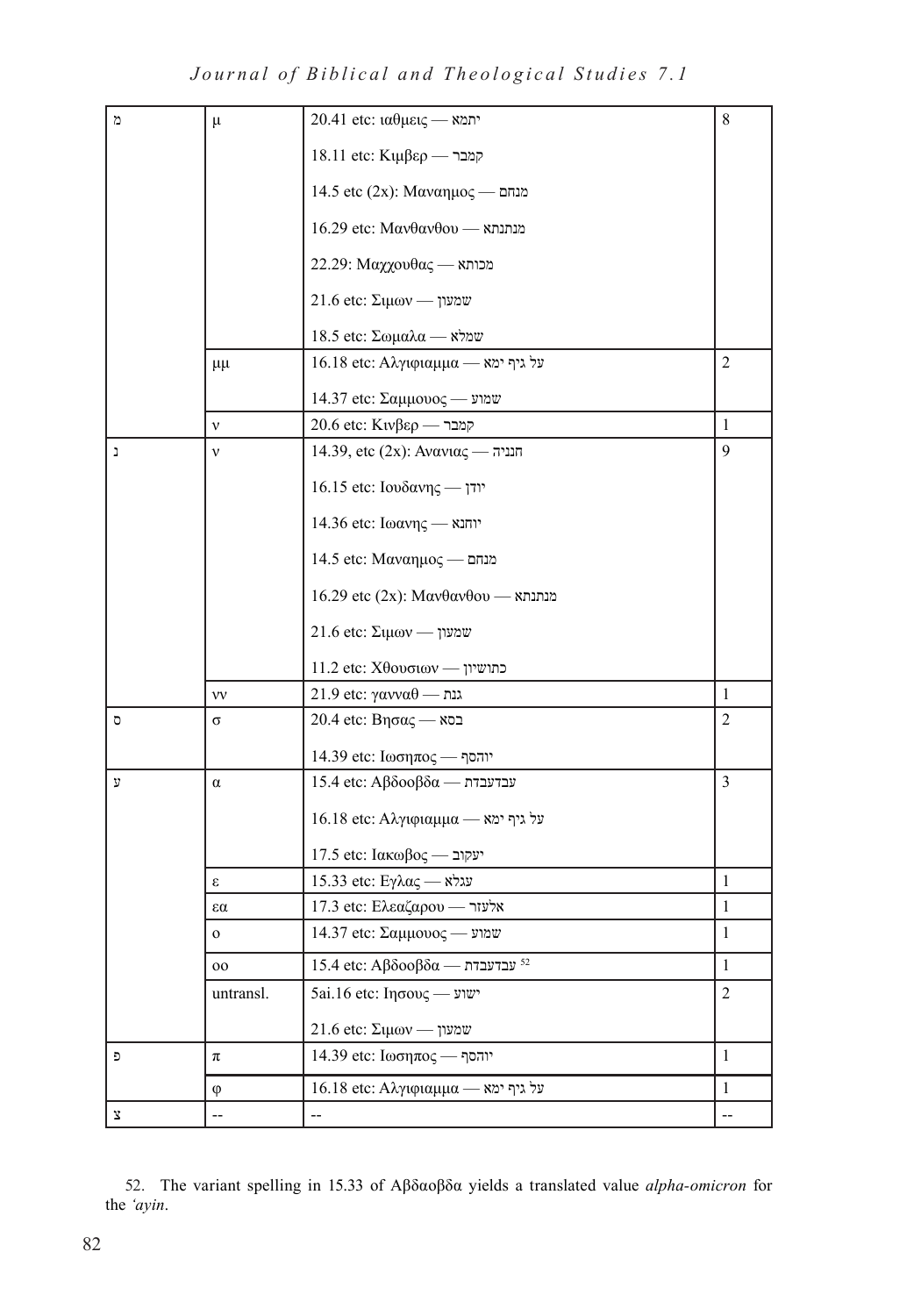| | | | |
|---|---|---|---|
| מ | μ | 20.41 etc: ιαθμεις — יתמא | 8 |
| | | 18.11 etc: Κιμβερ — קמבר | |
| | | 14.5 etc (2x): Μαναημος — מנחם | |
| | | 16.29 etc: Μανθανθου — מנתנתא | |
| | | 22.29: Μαχχουθας — מכותא | |
| | | 21.6 etc: Σιμων — שמעון | |
| | | 18.5 etc: Σωμαλα — שמלא | |
| | μμ | 16.18 etc: Αλγιφιαμμα — על גיף ימא | 2 |
| | | 14.37 etc: Σαμμουος — שמוע | |
| | ν | 20.6 etc: Κινβερ — קמבר | 1 |
| נ | ν | 14.39, etc (2x): Ανανιας — חנניה | 9 |
| | | 16.15 etc: Ιουδανης — יודן | |
| | | 14.36 etc: Ιωανης — יוחנא | |
| | | 14.5 etc: Μαναημος — מנחם | |
| | | 16.29 etc (2x): Μανθανθου — מנתנתא | |
| | | 21.6 etc: Σιμων — שמעון | |
| | | 11.2 etc: Χθουσιων — כתושיון | |
| | νν | 21.9 etc: γανναθ — גנת | 1 |
| ס | σ | 20.4 etc: Βησας — בסא | 2 |
| | | 14.39 etc: Ιωσηπος — יוהסף | |
| ע | α | 15.4 etc: Αβδοοβδα — עבדעבדת | 3 |
| | | 16.18 etc: Αλγιφιαμμα — על גיף ימא | |
| | | 17.5 etc: Ιακωβος — יעקוב | |
| | ε | 15.33 etc: Εγλας — עגלא | 1 |
| | εα | 17.3 etc: Ελεαζαρου — אלעזר | 1 |
| | ο | 14.37 etc: Σαμμουος — שמוע | 1 |
| | οο | 15.4 etc: Αβδοοβδα — עבדעבדת [52] | 1 |
| | untransl. | 5ai.16 etc: Ιησους — ישוע | 2 |
| | | 21.6 etc: Σιμων — שמעון | |
| פ | π | 14.39 etc: Ιωσηπος — יוהסף | 1 |
| | φ | 16.18 etc: Αλγιφιαμμα — על גיף ימא | 1 |
| צ | -- | -- | -- |

52. The variant spelling in 15.33 of Αβδαοβδα yields a translated value *alpha-omicron* for the *'ayin*.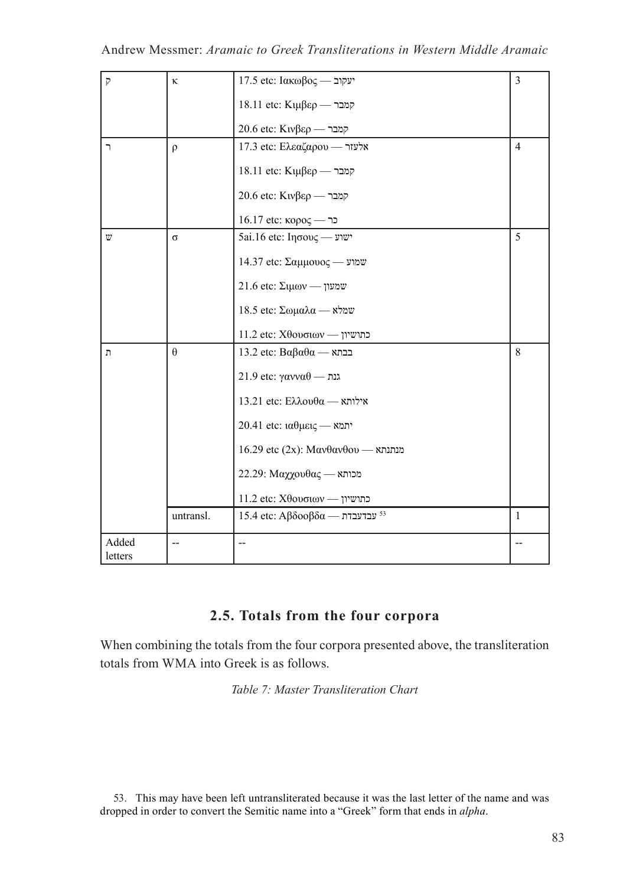| ק | κ | 17.5 etc: Ιακωβος — יעקוב<br>18.11 etc: Κιμβερ — קמבר<br>20.6 etc: Κινβερ — קמבר | 3 |
|---|---|---|---|
| ר | ρ | 17.3 etc: Ελεαζαρου — אלעזר<br>18.11 etc: Κιμβερ — קמבר<br>20.6 etc: Κινβερ — קמבר<br>16.17 etc: κορος — כר | 4 |
| ש | σ | 5ai.16 etc: Ιησους — ישוע<br>14.37 etc: Σαμμουος — שמוע<br>21.6 etc: Σιμων — שמעון<br>18.5 etc: Σωμαλα — שמלא<br>11.2 etc: Χθουσιων — כתושיון | 5 |
| ת | θ | 13.2 etc: Βαβαθα — בבתא<br>21.9 etc: γανναθ — גנת<br>13.21 etc: Ελλουθα — אילותא<br>20.41 etc: ιαθμεις — יתמא<br>16.29 etc (2x): Μανθανθου — מנתנתא<br>22.29: Μαχχουθας — מכותא<br>11.2 etc: Χθουσιων — כתושיון | 8 |
| | untransl. | 15.4 etc: Αβδοοβδα — עבדעבדת [53] | 1 |
| Added letters | -- | -- | -- |

## 2.5. Totals from the four corpora

When combining the totals from the four corpora presented above, the transliteration totals from WMA into Greek is as follows.

*Table 7: Master Transliteration Chart*

53. This may have been left untransliterated because it was the last letter of the name and was dropped in order to convert the Semitic name into a "Greek" form that ends in *alpha*.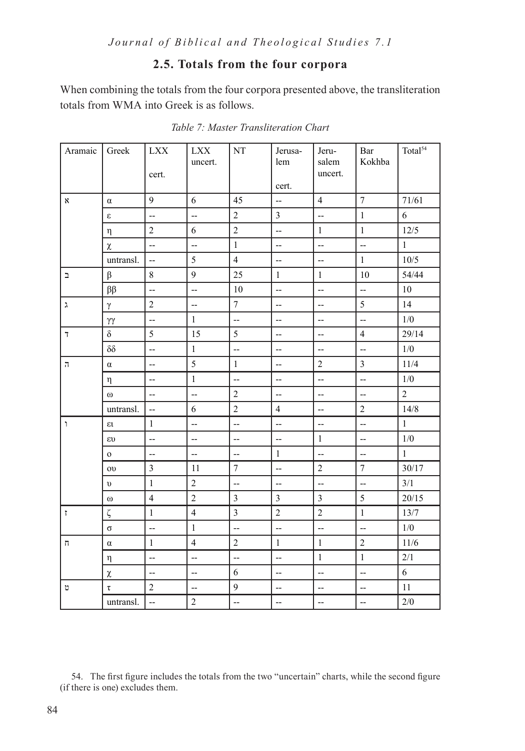## 2.5. Totals from the four corpora

When combining the totals from the four corpora presented above, the transliteration totals from WMA into Greek is as follows.

*Table 7: Master Transliteration Chart*

| Aramaic | Greek | LXX cert. | LXX uncert. | NT | Jerusalem cert. | Jerusalem uncert. | Bar Kokhba | Total[54] |
|---|---|---|---|---|---|---|---|---|
| א | α | 9 | 6 | 45 | -- | 4 | 7 | 71/61 |
| | ε | -- | -- | 2 | 3 | -- | 1 | 6 |
| | η | 2 | 6 | 2 | -- | 1 | 1 | 12/5 |
| | χ | -- | -- | 1 | -- | -- | -- | 1 |
| | untransl. | -- | 5 | 4 | -- | -- | 1 | 10/5 |
| ב | β | 8 | 9 | 25 | 1 | 1 | 10 | 54/44 |
| | ββ | -- | -- | 10 | -- | -- | -- | 10 |
| ג | γ | 2 | -- | 7 | -- | -- | 5 | 14 |
| | γγ | -- | 1 | -- | -- | -- | -- | 1/0 |
| ד | δ | 5 | 15 | 5 | -- | -- | 4 | 29/14 |
| | δδ | -- | 1 | -- | -- | -- | -- | 1/0 |
| ה | α | -- | 5 | 1 | -- | 2 | 3 | 11/4 |
| | η | -- | 1 | -- | -- | -- | -- | 1/0 |
| | ω | -- | -- | 2 | -- | -- | -- | 2 |
| | untransl. | -- | 6 | 2 | 4 | -- | 2 | 14/8 |
| ו | ει | 1 | -- | -- | -- | -- | -- | 1 |
| | ευ | -- | -- | -- | -- | 1 | -- | 1/0 |
| | ο | -- | -- | -- | 1 | -- | -- | 1 |
| | ου | 3 | 11 | 7 | -- | 2 | 7 | 30/17 |
| | υ | 1 | 2 | -- | -- | -- | -- | 3/1 |
| | ω | 4 | 2 | 3 | 3 | 3 | 5 | 20/15 |
| ז | ζ | 1 | 4 | 3 | 2 | 2 | 1 | 13/7 |
| | σ | -- | 1 | -- | -- | -- | -- | 1/0 |
| ח | α | 1 | 4 | 2 | 1 | 1 | 2 | 11/6 |
| | η | -- | -- | -- | -- | 1 | 1 | 2/1 |
| | χ | -- | -- | 6 | -- | -- | -- | 6 |
| ט | τ | 2 | -- | 9 | -- | -- | -- | 11 |
| | untransl. | -- | 2 | -- | -- | -- | -- | 2/0 |

54. The first figure includes the totals from the two "uncertain" charts, while the second figure (if there is one) excludes them.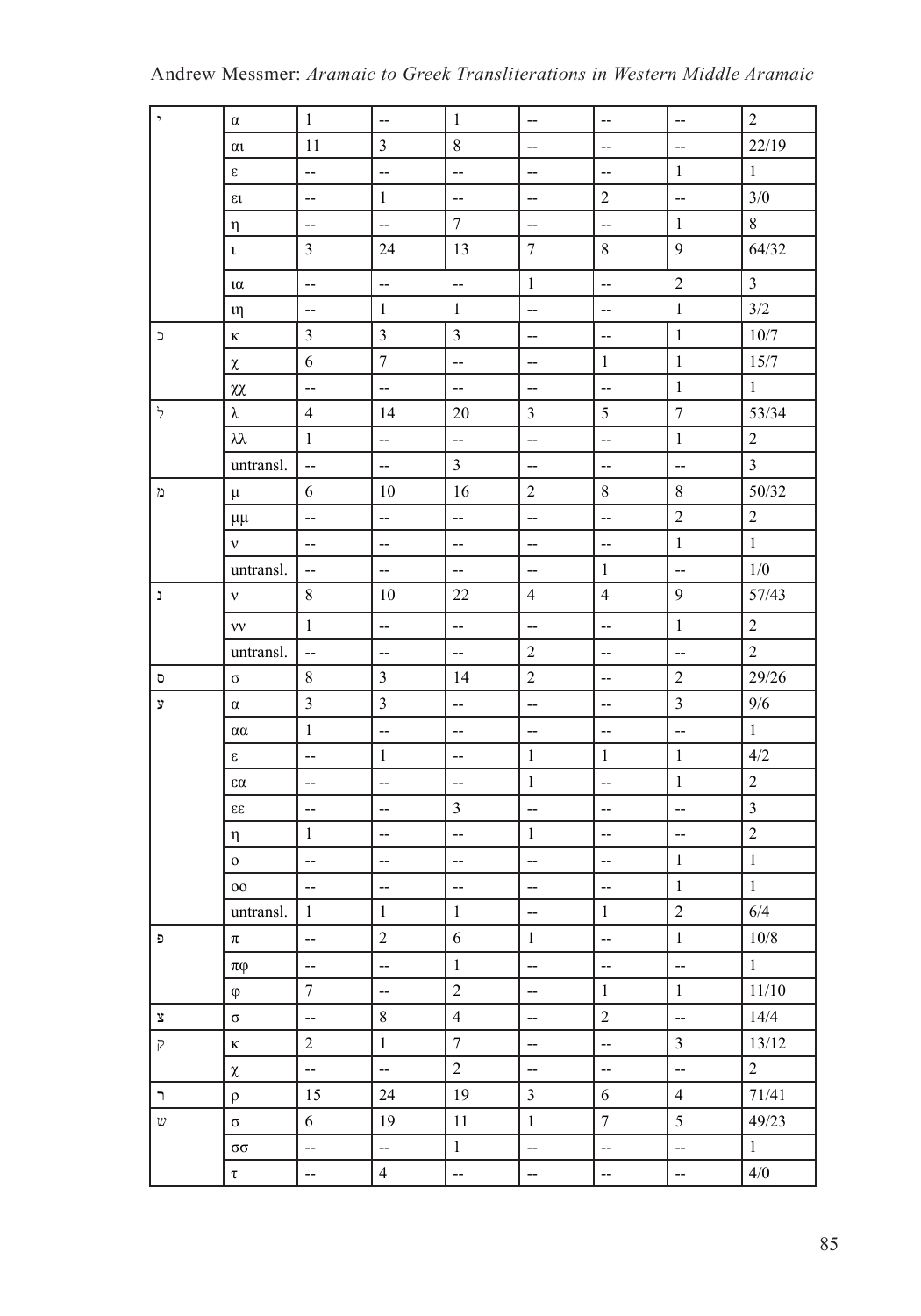| | | | | | | | | |
|---|---|---|---|---|---|---|---|---|
| י | α | 1 | -- | 1 | -- | -- | -- | 2 |
| | αι | 11 | 3 | 8 | -- | -- | -- | 22/19 |
| | ε | -- | -- | -- | -- | -- | 1 | 1 |
| | ει | -- | 1 | -- | -- | 2 | -- | 3/0 |
| | η | -- | -- | 7 | -- | -- | 1 | 8 |
| | ι | 3 | 24 | 13 | 7 | 8 | 9 | 64/32 |
| | ια | -- | -- | -- | 1 | -- | 2 | 3 |
| | ιη | -- | 1 | 1 | -- | -- | 1 | 3/2 |
| כ | κ | 3 | 3 | 3 | -- | -- | 1 | 10/7 |
| | χ | 6 | 7 | -- | -- | 1 | 1 | 15/7 |
| | χχ | -- | -- | -- | -- | -- | 1 | 1 |
| ל | λ | 4 | 14 | 20 | 3 | 5 | 7 | 53/34 |
| | λλ | 1 | -- | -- | -- | -- | 1 | 2 |
| | untransl. | -- | -- | 3 | -- | -- | -- | 3 |
| מ | μ | 6 | 10 | 16 | 2 | 8 | 8 | 50/32 |
| | μμ | -- | -- | -- | -- | -- | 2 | 2 |
| | ν | -- | -- | -- | -- | -- | 1 | 1 |
| | untransl. | -- | -- | -- | -- | 1 | -- | 1/0 |
| נ | ν | 8 | 10 | 22 | 4 | 4 | 9 | 57/43 |
| | νν | 1 | -- | -- | -- | -- | 1 | 2 |
| | untransl. | -- | -- | -- | 2 | -- | -- | 2 |
| ס | σ | 8 | 3 | 14 | 2 | -- | 2 | 29/26 |
| ע | α | 3 | 3 | -- | -- | -- | 3 | 9/6 |
| | αα | 1 | -- | -- | -- | -- | -- | 1 |
| | ε | -- | 1 | -- | 1 | 1 | 1 | 4/2 |
| | εα | -- | -- | -- | 1 | -- | 1 | 2 |
| | εε | -- | -- | 3 | -- | -- | -- | 3 |
| | η | 1 | -- | -- | 1 | -- | -- | 2 |
| | ο | -- | -- | -- | -- | -- | 1 | 1 |
| | οο | -- | -- | -- | -- | -- | 1 | 1 |
| | untransl. | 1 | 1 | 1 | -- | 1 | 2 | 6/4 |
| פ | π | -- | 2 | 6 | 1 | -- | 1 | 10/8 |
| | πφ | -- | -- | 1 | -- | -- | -- | 1 |
| | φ | 7 | -- | 2 | -- | 1 | 1 | 11/10 |
| צ | σ | -- | 8 | 4 | -- | 2 | -- | 14/4 |
| ק | κ | 2 | 1 | 7 | -- | -- | 3 | 13/12 |
| | χ | -- | -- | 2 | -- | -- | -- | 2 |
| ר | ρ | 15 | 24 | 19 | 3 | 6 | 4 | 71/41 |
| ש | σ | 6 | 19 | 11 | 1 | 7 | 5 | 49/23 |
| | σσ | -- | -- | 1 | -- | -- | -- | 1 |
| | τ | -- | 4 | -- | -- | -- | -- | 4/0 |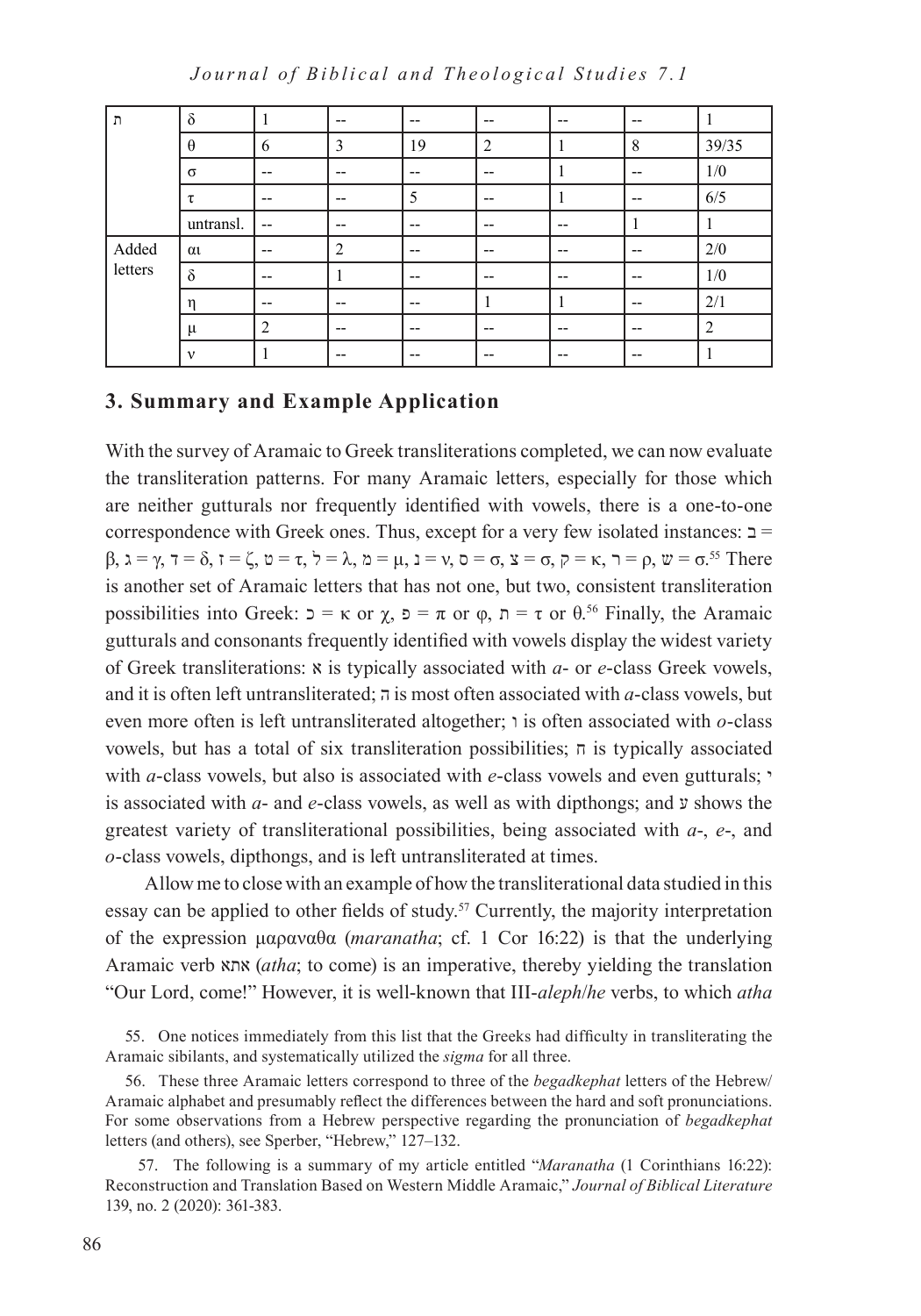| ת | δ | 1 | -- | -- | -- | -- | -- | 1 |
|---|---|---|---|---|---|---|---|---|
| | θ | 6 | 3 | 19 | 2 | 1 | 8 | 39/35 |
| | σ | -- | -- | -- | -- | 1 | -- | 1/0 |
| | τ | -- | -- | 5 | -- | 1 | -- | 6/5 |
| | untransl. | -- | -- | -- | -- | -- | 1 | 1 |
| Added letters | αι | -- | 2 | -- | -- | -- | -- | 2/0 |
| | δ | -- | 1 | -- | -- | -- | -- | 1/0 |
| | η | -- | -- | -- | 1 | 1 | -- | 2/1 |
| | μ | 2 | -- | -- | -- | -- | -- | 2 |
| | ν | 1 | -- | -- | -- | -- | -- | 1 |

## 3. Summary and Example Application

With the survey of Aramaic to Greek transliterations completed, we can now evaluate the transliteration patterns. For many Aramaic letters, especially for those which are neither gutturals nor frequently identified with vowels, there is a one-to-one correspondence with Greek ones. Thus, except for a very few isolated instances: ב = β, ג = γ, ד = δ, ז = ζ, ט = τ, ל = λ, מ = μ, נ = ν, ס = σ, צ = σ, ק = κ, ר = ρ, ש = σ.[55] There is another set of Aramaic letters that has not one, but two, consistent transliteration possibilities into Greek: כ = κ or χ, פ = π or φ, ת = τ or θ.[56] Finally, the Aramaic gutturals and consonants frequently identified with vowels display the widest variety of Greek transliterations: א is typically associated with *a*- or *e*-class Greek vowels, and it is often left untransliterated; ה is most often associated with *a*-class vowels, but even more often is left untransliterated altogether; ו is often associated with *o*-class vowels, but has a total of six transliteration possibilities; ח is typically associated with *a*-class vowels, but also is associated with *e*-class vowels and even gutturals; י is associated with *a*- and *e*-class vowels, as well as with dipthongs; and ע shows the greatest variety of transliterational possibilities, being associated with *a*-, *e*-, and *o*-class vowels, dipthongs, and is left untransliterated at times.

Allow me to close with an example of how the transliterational data studied in this essay can be applied to other fields of study.[57] Currently, the majority interpretation of the expression μαραναθα (*maranatha*; cf. 1 Cor 16:22) is that the underlying Aramaic verb אתא (*atha*; to come) is an imperative, thereby yielding the translation "Our Lord, come!" However, it is well-known that III-*aleph*/*he* verbs, to which *atha*

55. One notices immediately from this list that the Greeks had difficulty in transliterating the Aramaic sibilants, and systematically utilized the *sigma* for all three.

56. These three Aramaic letters correspond to three of the *begadkephat* letters of the Hebrew/Aramaic alphabet and presumably reflect the differences between the hard and soft pronunciations. For some observations from a Hebrew perspective regarding the pronunciation of *begadkephat* letters (and others), see Sperber, "Hebrew," 127–132.

57. The following is a summary of my article entitled "*Maranatha* (1 Corinthians 16:22): Reconstruction and Translation Based on Western Middle Aramaic," *Journal of Biblical Literature* 139, no. 2 (2020): 361-383.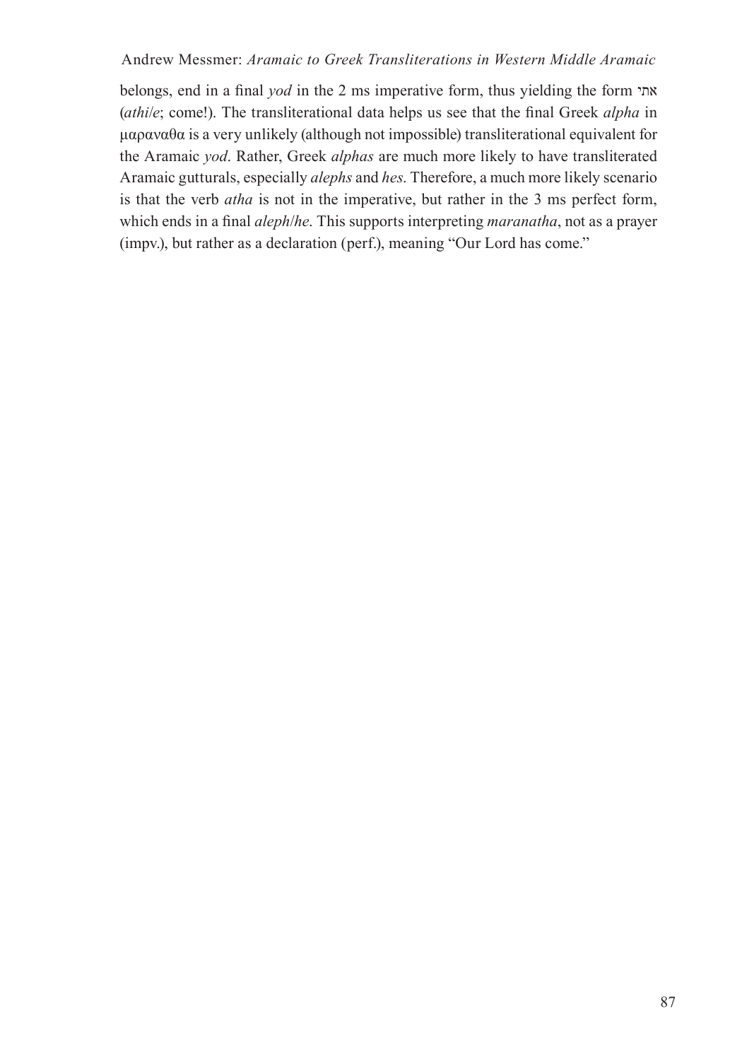belongs, end in a final *yod* in the 2 ms imperative form, thus yielding the form אתי (*athi*/*e*; come!). The transliterational data helps us see that the final Greek *alpha* in μαραναθα is a very unlikely (although not impossible) transliterational equivalent for the Aramaic *yod*. Rather, Greek *alphas* are much more likely to have transliterated Aramaic gutturals, especially *alephs* and *hes*. Therefore, a much more likely scenario is that the verb *atha* is not in the imperative, but rather in the 3 ms perfect form, which ends in a final *aleph*/*he*. This supports interpreting *maranatha*, not as a prayer (impv.), but rather as a declaration (perf.), meaning "Our Lord has come."